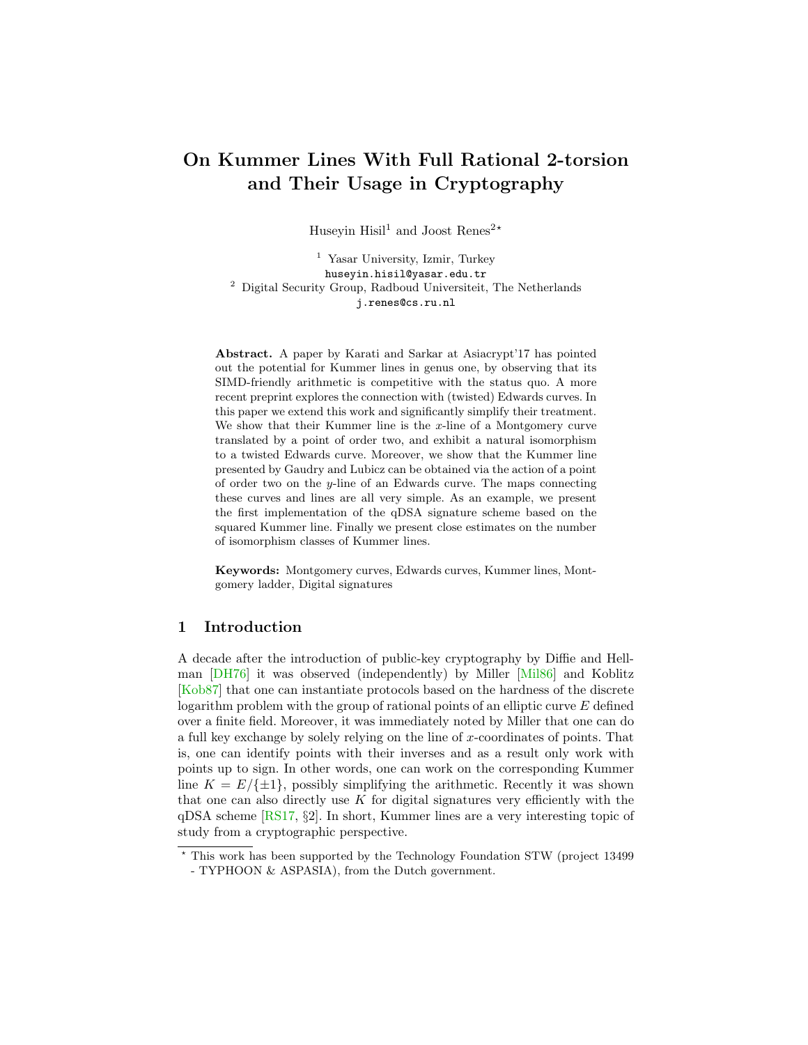# On Kummer Lines With Full Rational 2-torsion and Their Usage in Cryptography

Huseyin Hisil[1] and Joost Renes[2]*

[1] Yasar University, Izmir, Turkey
huseyin.hisil@yasar.edu.tr
[2] Digital Security Group, Radboud Universiteit, The Netherlands
j.renes@cs.ru.nl

**Abstract.** A paper by Karati and Sarkar at Asiacrypt'17 has pointed out the potential for Kummer lines in genus one, by observing that its SIMD-friendly arithmetic is competitive with the status quo. A more recent preprint explores the connection with (twisted) Edwards curves. In this paper we extend this work and significantly simplify their treatment. We show that their Kummer line is the $x$-line of a Montgomery curve translated by a point of order two, and exhibit a natural isomorphism to a twisted Edwards curve. Moreover, we show that the Kummer line presented by Gaudry and Lubicz can be obtained via the action of a point of order two on the $y$-line of an Edwards curve. The maps connecting these curves and lines are all very simple. As an example, we present the first implementation of the qDSA signature scheme based on the squared Kummer line. Finally we present close estimates on the number of isomorphism classes of Kummer lines.

**Keywords:** Montgomery curves, Edwards curves, Kummer lines, Montgomery ladder, Digital signatures

## 1 Introduction

A decade after the introduction of public-key cryptography by Diffie and Hellman [DH76] it was observed (independently) by Miller [Mil86] and Koblitz [Kob87] that one can instantiate protocols based on the hardness of the discrete logarithm problem with the group of rational points of an elliptic curve $E$ defined over a finite field. Moreover, it was immediately noted by Miller that one can do a full key exchange by solely relying on the line of $x$-coordinates of points. That is, one can identify points with their inverses and as a result only work with points up to sign. In other words, one can work on the corresponding Kummer line $K = E/\{\pm 1\}$, possibly simplifying the arithmetic. Recently it was shown that one can also directly use $K$ for digital signatures very efficiently with the qDSA scheme [RS17, §2]. In short, Kummer lines are a very interesting topic of study from a cryptographic perspective.

* This work has been supported by the Technology Foundation STW (project 13499 - TYPHOON & ASPASIA), from the Dutch government.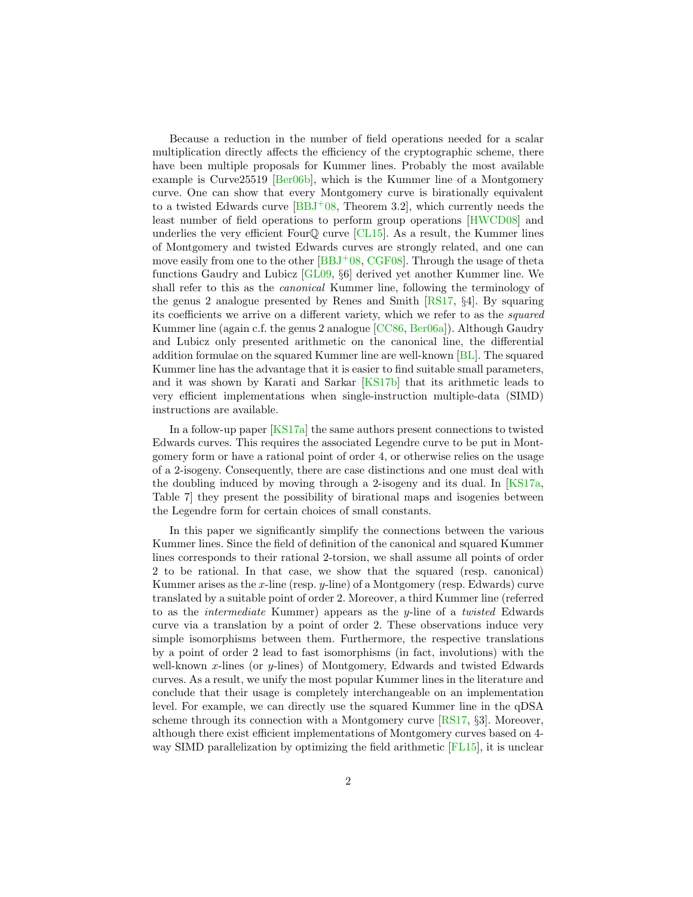Because a reduction in the number of field operations needed for a scalar multiplication directly affects the efficiency of the cryptographic scheme, there have been multiple proposals for Kummer lines. Probably the most available example is Curve25519 [Ber06b], which is the Kummer line of a Montgomery curve. One can show that every Montgomery curve is birationally equivalent to a twisted Edwards curve [BBJ+08, Theorem 3.2], which currently needs the least number of field operations to perform group operations [HWCD08] and underlies the very efficient FourQ curve [CL15]. As a result, the Kummer lines of Montgomery and twisted Edwards curves are strongly related, and one can move easily from one to the other [BBJ+08, CGF08]. Through the usage of theta functions Gaudry and Lubicz [GL09, §6] derived yet another Kummer line. We shall refer to this as the *canonical* Kummer line, following the terminology of the genus 2 analogue presented by Renes and Smith [RS17, §4]. By squaring its coefficients we arrive on a different variety, which we refer to as the *squared* Kummer line (again c.f. the genus 2 analogue [CC86, Ber06a]). Although Gaudry and Lubicz only presented arithmetic on the canonical line, the differential addition formulae on the squared Kummer line are well-known [BL]. The squared Kummer line has the advantage that it is easier to find suitable small parameters, and it was shown by Karati and Sarkar [KS17b] that its arithmetic leads to very efficient implementations when single-instruction multiple-data (SIMD) instructions are available.

In a follow-up paper [KS17a] the same authors present connections to twisted Edwards curves. This requires the associated Legendre curve to be put in Montgomery form or have a rational point of order 4, or otherwise relies on the usage of a 2-isogeny. Consequently, there are case distinctions and one must deal with the doubling induced by moving through a 2-isogeny and its dual. In [KS17a, Table 7] they present the possibility of birational maps and isogenies between the Legendre form for certain choices of small constants.

In this paper we significantly simplify the connections between the various Kummer lines. Since the field of definition of the canonical and squared Kummer lines corresponds to their rational 2-torsion, we shall assume all points of order 2 to be rational. In that case, we show that the squared (resp. canonical) Kummer arises as the $x$-line (resp. $y$-line) of a Montgomery (resp. Edwards) curve translated by a suitable point of order 2. Moreover, a third Kummer line (referred to as the *intermediate* Kummer) appears as the $y$-line of a *twisted* Edwards curve via a translation by a point of order 2. These observations induce very simple isomorphisms between them. Furthermore, the respective translations by a point of order 2 lead to fast isomorphisms (in fact, involutions) with the well-known $x$-lines (or $y$-lines) of Montgomery, Edwards and twisted Edwards curves. As a result, we unify the most popular Kummer lines in the literature and conclude that their usage is completely interchangeable on an implementation level. For example, we can directly use the squared Kummer line in the qDSA scheme through its connection with a Montgomery curve [RS17, §3]. Moreover, although there exist efficient implementations of Montgomery curves based on 4-way SIMD parallelization by optimizing the field arithmetic [FL15], it is unclear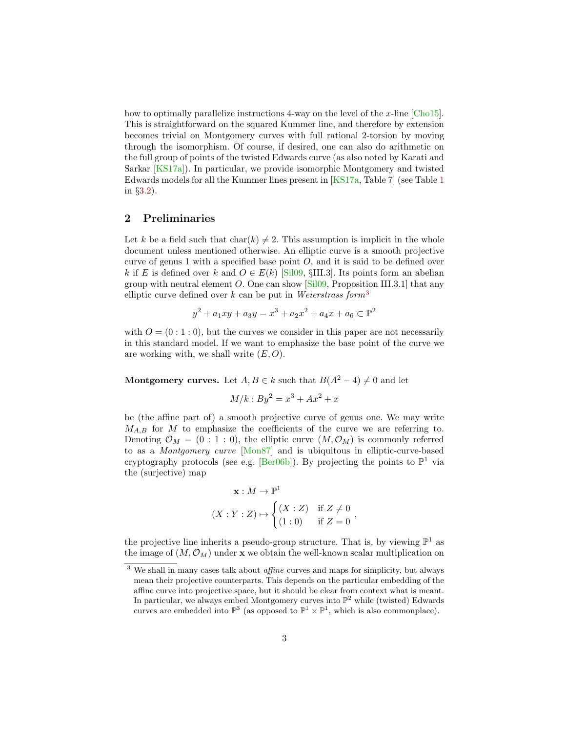how to optimally parallelize instructions 4-way on the level of the $x$-line [Cho15]. This is straightforward on the squared Kummer line, and therefore by extension becomes trivial on Montgomery curves with full rational 2-torsion by moving through the isomorphism. Of course, if desired, one can also do arithmetic on the full group of points of the twisted Edwards curve (as also noted by Karati and Sarkar [KS17a]). In particular, we provide isomorphic Montgomery and twisted Edwards models for all the Kummer lines present in [KS17a, Table 7] (see Table 1 in §3.2).

## 2 Preliminaries

Let $k$ be a field such that $\text{char}(k) \neq 2$. This assumption is implicit in the whole document unless mentioned otherwise. An elliptic curve is a smooth projective curve of genus 1 with a specified base point $O$, and it is said to be defined over $k$ if $E$ is defined over $k$ and $O \in E(k)$ [Sil09, §III.3]. Its points form an abelian group with neutral element $O$. One can show [Sil09, Proposition III.3.1] that any elliptic curve defined over $k$ can be put in *Weierstrass form*[3]

$$y^2 + a_1xy + a_3y = x^3 + a_2x^2 + a_4x + a_6 \subset \mathbb{P}^2$$

with $O = (0 : 1 : 0)$, but the curves we consider in this paper are not necessarily in this standard model. If we want to emphasize the base point of the curve we are working with, we shall write $(E, O)$.

**Montgomery curves.** Let $A, B \in k$ such that $B(A^2 - 4) \neq 0$ and let

$$M/k : By^2 = x^3 + Ax^2 + x$$

be (the affine part of) a smooth projective curve of genus one. We may write $M_{A,B}$ for $M$ to emphasize the coefficients of the curve we are referring to. Denoting $\mathcal{O}_M = (0 : 1 : 0)$, the elliptic curve $(M, \mathcal{O}_M)$ is commonly referred to as a *Montgomery curve* [Mon87] and is ubiquitous in elliptic-curve-based cryptography protocols (see e.g. [Ber06b]). By projecting the points to $\mathbb{P}^1$ via the (surjective) map

$$\mathbf{x} : M \to \mathbb{P}^1$$

$$(X : Y : Z) \mapsto \begin{cases} (X : Z) & \text{if } Z \neq 0 \\ (1 : 0) & \text{if } Z = 0 \end{cases},$$

the projective line inherits a pseudo-group structure. That is, by viewing $\mathbb{P}^1$ as the image of $(M, \mathcal{O}_M)$ under $\mathbf{x}$ we obtain the well-known scalar multiplication on

[3] We shall in many cases talk about *affine* curves and maps for simplicity, but always mean their projective counterparts. This depends on the particular embedding of the affine curve into projective space, but it should be clear from context what is meant. In particular, we always embed Montgomery curves into $\mathbb{P}^2$ while (twisted) Edwards curves are embedded into $\mathbb{P}^3$ (as opposed to $\mathbb{P}^1 \times \mathbb{P}^1$, which is also commonplace).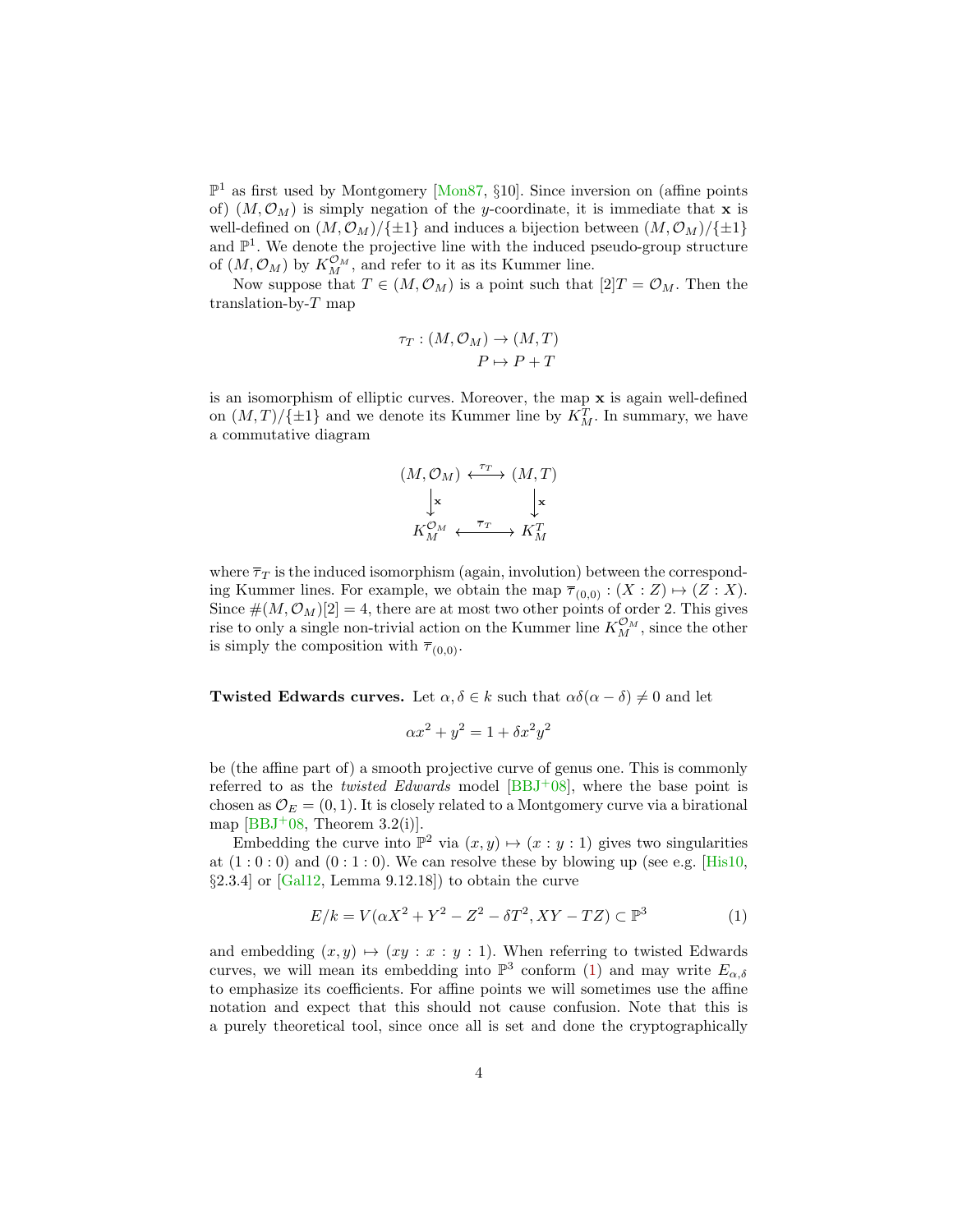$\mathbb{P}^1$ as first used by Montgomery [Mon87, §10]. Since inversion on (affine points of) $(M, \mathcal{O}_M)$ is simply negation of the $y$-coordinate, it is immediate that $\mathbf{x}$ is well-defined on $(M, \mathcal{O}_M)/\{\pm 1\}$ and induces a bijection between $(M, \mathcal{O}_M)/\{\pm 1\}$ and $\mathbb{P}^1$. We denote the projective line with the induced pseudo-group structure of $(M, \mathcal{O}_M)$ by $K_M^{\mathcal{O}_M}$, and refer to it as its Kummer line.

Now suppose that $T \in (M, \mathcal{O}_M)$ is a point such that $[2]T = \mathcal{O}_M$. Then the translation-by-$T$ map

$$\begin{aligned} \tau_T : (M, \mathcal{O}_M) &\to (M, T) \\ P &\mapsto P + T \end{aligned}$$

is an isomorphism of elliptic curves. Moreover, the map $\mathbf{x}$ is again well-defined on $(M, T)/\{\pm 1\}$ and we denote its Kummer line by $K_M^T$. In summary, we have a commutative diagram

$$\begin{array}{ccc} (M, \mathcal{O}_M) & \xleftrightarrow{\tau_T} & (M, T) \\ \downarrow \mathbf{x} & & \downarrow \mathbf{x} \\ K_M^{\mathcal{O}_M} & \xleftrightarrow{\overline{\tau}_T} & K_M^T \end{array}$$

where $\overline{\tau}_T$ is the induced isomorphism (again, involution) between the corresponding Kummer lines. For example, we obtain the map $\overline{\tau}_{(0,0)} : (X : Z) \mapsto (Z : X)$. Since $\#(M, \mathcal{O}_M)[2] = 4$, there are at most two other points of order 2. This gives rise to only a single non-trivial action on the Kummer line $K_M^{\mathcal{O}_M}$, since the other is simply the composition with $\overline{\tau}_{(0,0)}$.

**Twisted Edwards curves.** Let $\alpha, \delta \in k$ such that $\alpha\delta(\alpha - \delta) \neq 0$ and let

$$\alpha x^2 + y^2 = 1 + \delta x^2 y^2$$

be (the affine part of) a smooth projective curve of genus one. This is commonly referred to as the *twisted Edwards* model [BBJ+08], where the base point is chosen as $\mathcal{O}_E = (0, 1)$. It is closely related to a Montgomery curve via a birational map [BBJ+08, Theorem 3.2(i)].

Embedding the curve into $\mathbb{P}^2$ via $(x, y) \mapsto (x : y : 1)$ gives two singularities at $(1 : 0 : 0)$ and $(0 : 1 : 0)$. We can resolve these by blowing up (see e.g. [His10, §2.3.4] or [Gal12, Lemma 9.12.18]) to obtain the curve

$$E/k = V(\alpha X^2 + Y^2 - Z^2 - \delta T^2, XY - TZ) \subset \mathbb{P}^3 \tag{1}$$

and embedding $(x, y) \mapsto (xy : x : y : 1)$. When referring to twisted Edwards curves, we will mean its embedding into $\mathbb{P}^3$ conform (1) and may write $E_{\alpha,\delta}$ to emphasize its coefficients. For affine points we will sometimes use the affine notation and expect that this should not cause confusion. Note that this is a purely theoretical tool, since once all is set and done the cryptographically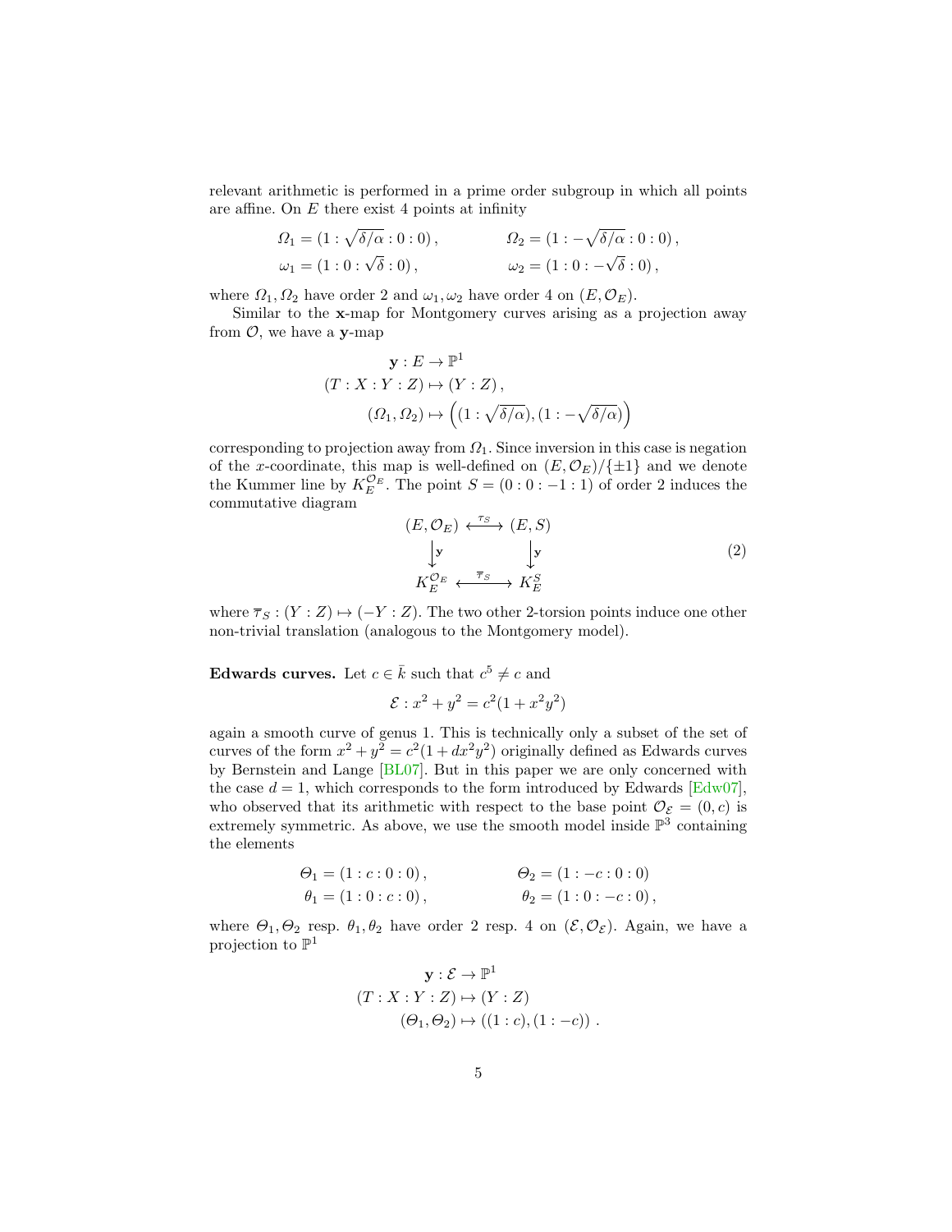relevant arithmetic is performed in a prime order subgroup in which all points are affine. On $E$ there exist 4 points at infinity

$$\Omega_1 = (1 : \sqrt{\delta/\alpha} : 0 : 0)\,, \qquad \Omega_2 = (1 : -\sqrt{\delta/\alpha} : 0 : 0)\,,$$
$$\omega_1 = (1 : 0 : \sqrt{\delta} : 0)\,, \qquad \omega_2 = (1 : 0 : -\sqrt{\delta} : 0)\,,$$

where $\Omega_1, \Omega_2$ have order 2 and $\omega_1, \omega_2$ have order 4 on $(E, \mathcal{O}_E)$.

Similar to the $\mathbf{x}$-map for Montgomery curves arising as a projection away from $\mathcal{O}$, we have a $\mathbf{y}$-map

$$\begin{aligned}
\mathbf{y} : E &\to \mathbb{P}^1 \\
(T : X : Y : Z) &\mapsto (Y : Z)\,, \\
(\Omega_1, \Omega_2) &\mapsto \left( (1 : \sqrt{\delta/\alpha}), (1 : -\sqrt{\delta/\alpha}) \right)
\end{aligned}$$

corresponding to projection away from $\Omega_1$. Since inversion in this case is negation of the $x$-coordinate, this map is well-defined on $(E, \mathcal{O}_E)/\{\pm 1\}$ and we denote the Kummer line by $K_E^{\mathcal{O}_E}$. The point $S = (0 : 0 : -1 : 1)$ of order 2 induces the commutative diagram

$$\begin{array}{ccc}
(E, \mathcal{O}_E) & \xleftrightarrow{\ \tau_S\ } & (E, S) \\
\big\downarrow \mathbf{y} & & \big\downarrow \mathbf{y} \\
K_E^{\mathcal{O}_E} & \xleftrightarrow{\ \overline{\tau}_S\ } & K_E^S
\end{array} \tag{2}$$

where $\overline{\tau}_S : (Y : Z) \mapsto (-Y : Z)$. The two other 2-torsion points induce one other non-trivial translation (analogous to the Montgomery model).

**Edwards curves.** Let $c \in \bar{k}$ such that $c^5 \neq c$ and

$$\mathcal{E} : x^2 + y^2 = c^2(1 + x^2y^2)$$

again a smooth curve of genus 1. This is technically only a subset of the set of curves of the form $x^2 + y^2 = c^2(1 + dx^2y^2)$ originally defined as Edwards curves by Bernstein and Lange [BL07]. But in this paper we are only concerned with the case $d = 1$, which corresponds to the form introduced by Edwards [Edw07], who observed that its arithmetic with respect to the base point $\mathcal{O}_{\mathcal{E}} = (0, c)$ is extremely symmetric. As above, we use the smooth model inside $\mathbb{P}^3$ containing the elements

$$\Theta_1 = (1 : c : 0 : 0)\,, \qquad \Theta_2 = (1 : -c : 0 : 0)$$
$$\theta_1 = (1 : 0 : c : 0)\,, \qquad \theta_2 = (1 : 0 : -c : 0)\,,$$

where $\Theta_1, \Theta_2$ resp. $\theta_1, \theta_2$ have order 2 resp. 4 on $(\mathcal{E}, \mathcal{O}_{\mathcal{E}})$. Again, we have a projection to $\mathbb{P}^1$

$$\begin{aligned}
\mathbf{y} : \mathcal{E} &\to \mathbb{P}^1 \\
(T : X : Y : Z) &\mapsto (Y : Z) \\
(\Theta_1, \Theta_2) &\mapsto ((1 : c), (1 : -c))\,.
\end{aligned}$$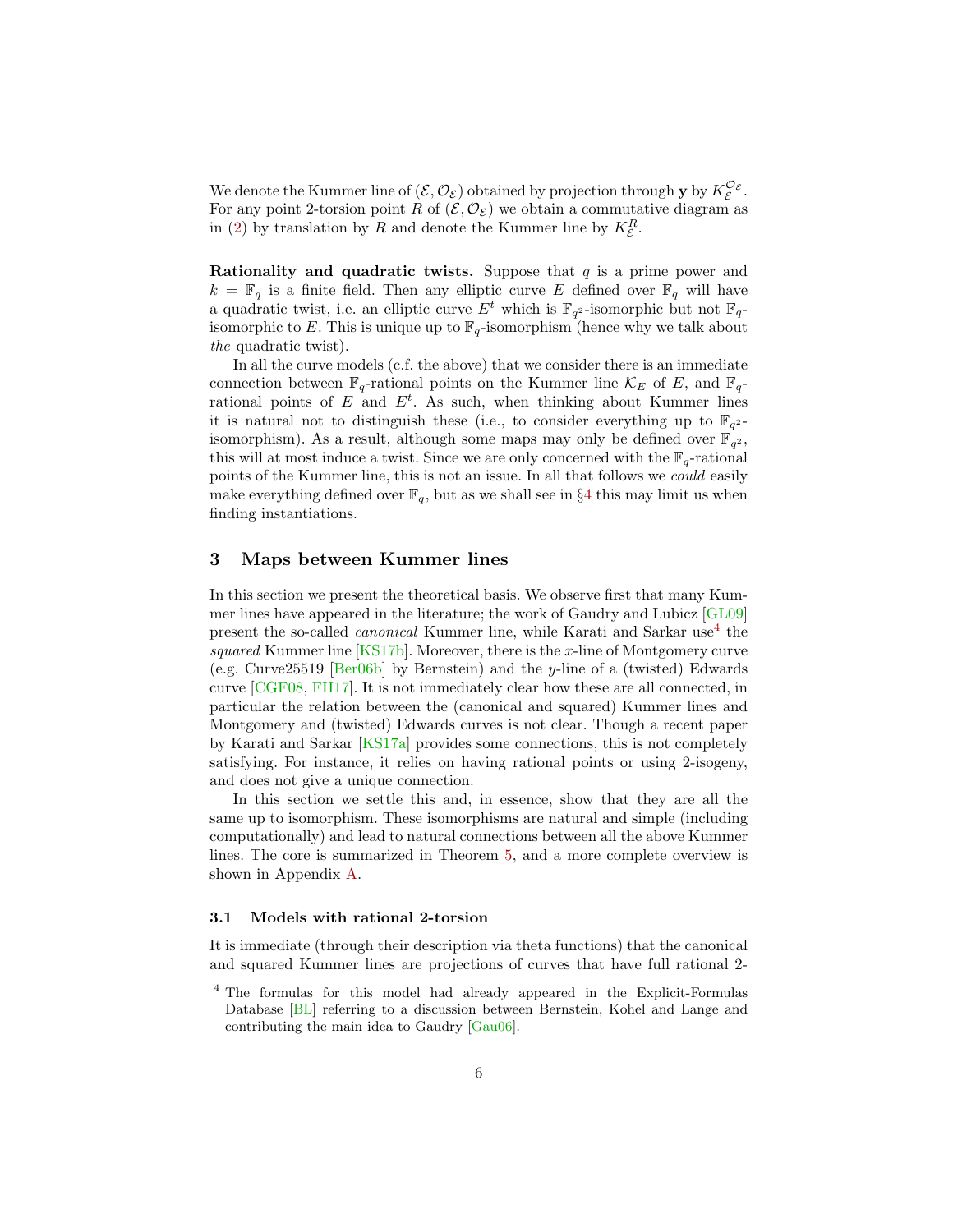We denote the Kummer line of $(\mathcal{E}, \mathcal{O}_\mathcal{E})$ obtained by projection through $\mathbf{y}$ by $K_\mathcal{E}^{\mathcal{O}_\mathcal{E}}$. For any point 2-torsion point $R$ of $(\mathcal{E}, \mathcal{O}_\mathcal{E})$ we obtain a commutative diagram as in (2) by translation by $R$ and denote the Kummer line by $K_\mathcal{E}^R$.

**Rationality and quadratic twists.** Suppose that $q$ is a prime power and $k = \mathbb{F}_q$ is a finite field. Then any elliptic curve $E$ defined over $\mathbb{F}_q$ will have a quadratic twist, i.e. an elliptic curve $E^t$ which is $\mathbb{F}_{q^2}$-isomorphic but not $\mathbb{F}_q$-isomorphic to $E$. This is unique up to $\mathbb{F}_q$-isomorphism (hence why we talk about *the* quadratic twist).

In all the curve models (c.f. the above) that we consider there is an immediate connection between $\mathbb{F}_q$-rational points on the Kummer line $\mathcal{K}_E$ of $E$, and $\mathbb{F}_q$-rational points of $E$ and $E^t$. As such, when thinking about Kummer lines it is natural not to distinguish these (i.e., to consider everything up to $\mathbb{F}_{q^2}$-isomorphism). As a result, although some maps may only be defined over $\mathbb{F}_{q^2}$, this will at most induce a twist. Since we are only concerned with the $\mathbb{F}_q$-rational points of the Kummer line, this is not an issue. In all that follows we *could* easily make everything defined over $\mathbb{F}_q$, but as we shall see in §4 this may limit us when finding instantiations.

## 3 Maps between Kummer lines

In this section we present the theoretical basis. We observe first that many Kummer lines have appeared in the literature; the work of Gaudry and Lubicz [GL09] present the so-called *canonical* Kummer line, while Karati and Sarkar use[4] the *squared* Kummer line [KS17b]. Moreover, there is the $x$-line of Montgomery curve (e.g. Curve25519 [Ber06b] by Bernstein) and the $y$-line of a (twisted) Edwards curve [CGF08, FH17]. It is not immediately clear how these are all connected, in particular the relation between the (canonical and squared) Kummer lines and Montgomery and (twisted) Edwards curves is not clear. Though a recent paper by Karati and Sarkar [KS17a] provides some connections, this is not completely satisfying. For instance, it relies on having rational points or using 2-isogeny, and does not give a unique connection.

In this section we settle this and, in essence, show that they are all the same up to isomorphism. These isomorphisms are natural and simple (including computationally) and lead to natural connections between all the above Kummer lines. The core is summarized in Theorem 5, and a more complete overview is shown in Appendix A.

### 3.1 Models with rational 2-torsion

It is immediate (through their description via theta functions) that the canonical and squared Kummer lines are projections of curves that have full rational 2-

[4] The formulas for this model had already appeared in the Explicit-Formulas Database [BL] referring to a discussion between Bernstein, Kohel and Lange and contributing the main idea to Gaudry [Gau06].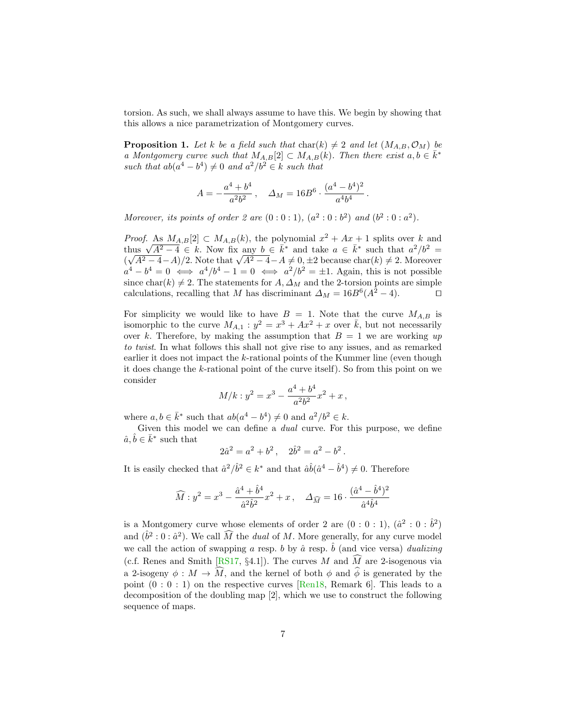torsion. As such, we shall always assume to have this. We begin by showing that this allows a nice parametrization of Montgomery curves.

**Proposition 1.** *Let $k$ be a field such that $\mathrm{char}(k) \neq 2$ and let $(M_{A,B}, \mathcal{O}_M)$ be a Montgomery curve such that $M_{A,B}[2] \subset M_{A,B}(k)$. Then there exist $a, b \in \bar{k}^*$ such that $ab(a^4 - b^4) \neq 0$ and $a^2/b^2 \in k$ such that*

$$A = -\frac{a^4 + b^4}{a^2 b^2}\,, \quad \Delta_M = 16B^6 \cdot \frac{(a^4 - b^4)^2}{a^4 b^4}\,.$$

*Moreover, its points of order 2 are $(0 : 0 : 1)$, $(a^2 : 0 : b^2)$ and $(b^2 : 0 : a^2)$.*

*Proof.* As $M_{A,B}[2] \subset M_{A,B}(k)$, the polynomial $x^2 + Ax + 1$ splits over $k$ and thus $\sqrt{A^2 - 4} \in k$. Now fix any $b \in \bar{k}^*$ and take $a \in \bar{k}^*$ such that $a^2/b^2 = (\sqrt{A^2 - 4} - A)/2$. Note that $\sqrt{A^2 - 4} - A \neq 0, \pm 2$ because $\mathrm{char}(k) \neq 2$. Moreover $a^4 - b^4 = 0 \iff a^4/b^4 - 1 = 0 \iff a^2/b^2 = \pm 1$. Again, this is not possible since $\mathrm{char}(k) \neq 2$. The statements for $A, \Delta_M$ and the 2-torsion points are simple calculations, recalling that $M$ has discriminant $\Delta_M = 16B^6(A^2 - 4)$. $\square$

For simplicity we would like to have $B = 1$. Note that the curve $M_{A,B}$ is isomorphic to the curve $M_{A,1} : y^2 = x^3 + Ax^2 + x$ over $\bar{k}$, but not necessarily over $k$. Therefore, by making the assumption that $B = 1$ we are working *up to twist*. In what follows this shall not give rise to any issues, and as remarked earlier it does not impact the $k$-rational points of the Kummer line (even though it does change the $k$-rational point of the curve itself). So from this point on we consider

$$M/k : y^2 = x^3 - \frac{a^4 + b^4}{a^2 b^2} x^2 + x\,,$$

where $a, b \in \bar{k}^*$ such that $ab(a^4 - b^4) \neq 0$ and $a^2/b^2 \in k$.

Given this model we can define a *dual* curve. For this purpose, we define $\hat{a}, \hat{b} \in \bar{k}^*$ such that

$$2\hat{a}^2 = a^2 + b^2\,, \quad 2\hat{b}^2 = a^2 - b^2\,.$$

It is easily checked that $\hat{a}^2/\hat{b}^2 \in k^*$ and that $\hat{a}\hat{b}(\hat{a}^4 - \hat{b}^4) \neq 0$. Therefore

$$\widehat{M} : y^2 = x^3 - \frac{\hat{a}^4 + \hat{b}^4}{\hat{a}^2 \hat{b}^2} x^2 + x\,, \quad \Delta_{\widehat{M}} = 16 \cdot \frac{(\hat{a}^4 - \hat{b}^4)^2}{\hat{a}^4 \hat{b}^4}$$

is a Montgomery curve whose elements of order 2 are $(0 : 0 : 1)$, $(\hat{a}^2 : 0 : \hat{b}^2)$ and $(\hat{b}^2 : 0 : \hat{a}^2)$. We call $\widehat{M}$ the *dual* of $M$. More generally, for any curve model we call the action of swapping $a$ resp. $b$ by $\hat{a}$ resp. $\hat{b}$ (and vice versa) *dualizing* (c.f. Renes and Smith [RS17, §4.1]). The curves $M$ and $\widehat{M}$ are 2-isogenous via a 2-isogeny $\phi : M \to \widehat{M}$, and the kernel of both $\phi$ and $\widehat{\phi}$ is generated by the point $(0 : 0 : 1)$ on the respective curves [Ren18, Remark 6]. This leads to a decomposition of the doubling map $[2]$, which we use to construct the following sequence of maps.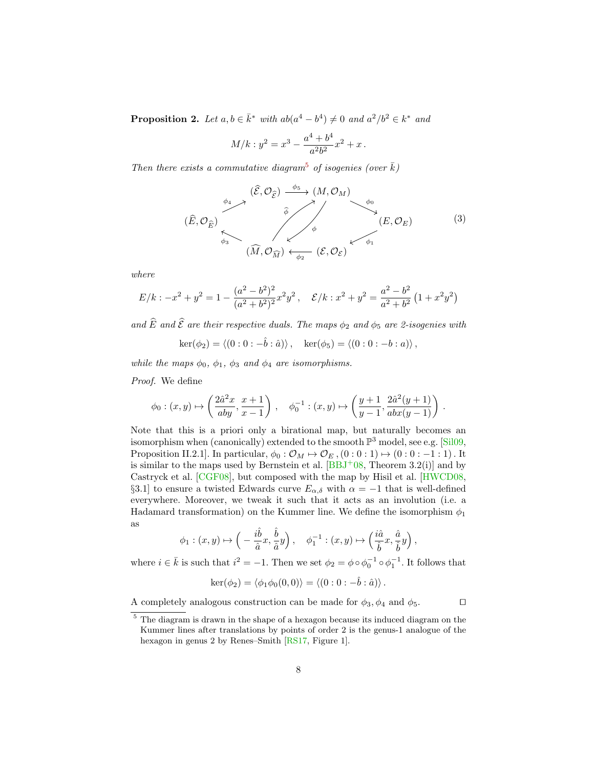**Proposition 2.** *Let $a, b \in \bar{k}^*$ with $ab(a^4 - b^4) \neq 0$ and $a^2/b^2 \in k^*$ and*

$$M/k : y^2 = x^3 - \frac{a^4 + b^4}{a^2 b^2} x^2 + x \,.$$

*Then there exists a commutative diagram*[5] *of isogenies (over $\bar{k}$)*

$$\begin{array}{ccccc} & (\widehat{\mathcal{E}}, \mathcal{O}_{\widehat{\mathcal{E}}}) & \xrightarrow{\phi_5} & (M, \mathcal{O}_M) & \\ \nearrow^{\phi_4} & & \widehat{\phi} \nearrow \swarrow \phi & & \searrow^{\phi_0} \\ (\widehat{E}, \mathcal{O}_{\widehat{E}}) & & & & (E, \mathcal{O}_E) \\ \nwarrow_{\phi_3} & & & & \swarrow_{\phi_1} \\ & (\widehat{M}, \mathcal{O}_{\widehat{M}}) & \xleftarrow{\phi_2} & (\mathcal{E}, \mathcal{O}_{\mathcal{E}}) & \end{array} \tag{3}$$

*where*

$$E/k : -x^2 + y^2 = 1 - \frac{(a^2 - b^2)^2}{(a^2 + b^2)^2} x^2 y^2 \,, \quad \mathcal{E}/k : x^2 + y^2 = \frac{a^2 - b^2}{a^2 + b^2} \left(1 + x^2 y^2\right)$$

*and $\widehat{E}$ and $\widehat{\mathcal{E}}$ are their respective duals. The maps $\phi_2$ and $\phi_5$ are 2-isogenies with*

$$\ker(\phi_2) = \langle (0 : 0 : -\hat{b} : \hat{a}) \rangle \,, \quad \ker(\phi_5) = \langle (0 : 0 : -b : a) \rangle \,,$$

*while the maps $\phi_0$, $\phi_1$, $\phi_3$ and $\phi_4$ are isomorphisms.*

*Proof.* We define

$$\phi_0 : (x, y) \mapsto \left( \frac{2\hat{a}^2 x}{aby}, \frac{x+1}{x-1} \right) \,, \quad \phi_0^{-1} : (x, y) \mapsto \left( \frac{y+1}{y-1}, \frac{2\hat{a}^2 (y+1)}{abx(y-1)} \right) \,.$$

Note that this is a priori only a birational map, but naturally becomes an isomorphism when (canonically) extended to the smooth $\mathbb{P}^3$ model, see e.g. [Sil09, Proposition II.2.1]. In particular, $\phi_0 : \mathcal{O}_M \mapsto \mathcal{O}_E \,, (0 : 0 : 1) \mapsto (0 : 0 : -1 : 1)$. It is similar to the maps used by Bernstein et al. [BBJ+08, Theorem 3.2(i)] and by Castryck et al. [CGF08], but composed with the map by Hisil et al. [HWCD08, §3.1] to ensure a twisted Edwards curve $E_{\alpha,\delta}$ with $\alpha = -1$ that is well-defined everywhere. Moreover, we tweak it such that it acts as an involution (i.e. a Hadamard transformation) on the Kummer line. We define the isomorphism $\phi_1$ as

$$\phi_1 : (x, y) \mapsto \Big( -\frac{i\hat{b}}{\hat{a}} x, \frac{\hat{b}}{\hat{a}} y \Big) \,, \quad \phi_1^{-1} : (x, y) \mapsto \Big( \frac{i\hat{a}}{\hat{b}} x, \frac{\hat{a}}{\hat{b}} y \Big) \,,$$

where $i \in \bar{k}$ is such that $i^2 = -1$. Then we set $\phi_2 = \phi \circ \phi_0^{-1} \circ \phi_1^{-1}$. It follows that

$$\ker(\phi_2) = \langle \phi_1 \phi_0 (0, 0) \rangle = \langle (0 : 0 : -\hat{b} : \hat{a}) \rangle \,.$$

A completely analogous construction can be made for $\phi_3, \phi_4$ and $\phi_5$. $\square$

[5] The diagram is drawn in the shape of a hexagon because its induced diagram on the Kummer lines after translations by points of order 2 is the genus-1 analogue of the hexagon in genus 2 by Renes–Smith [RS17, Figure 1].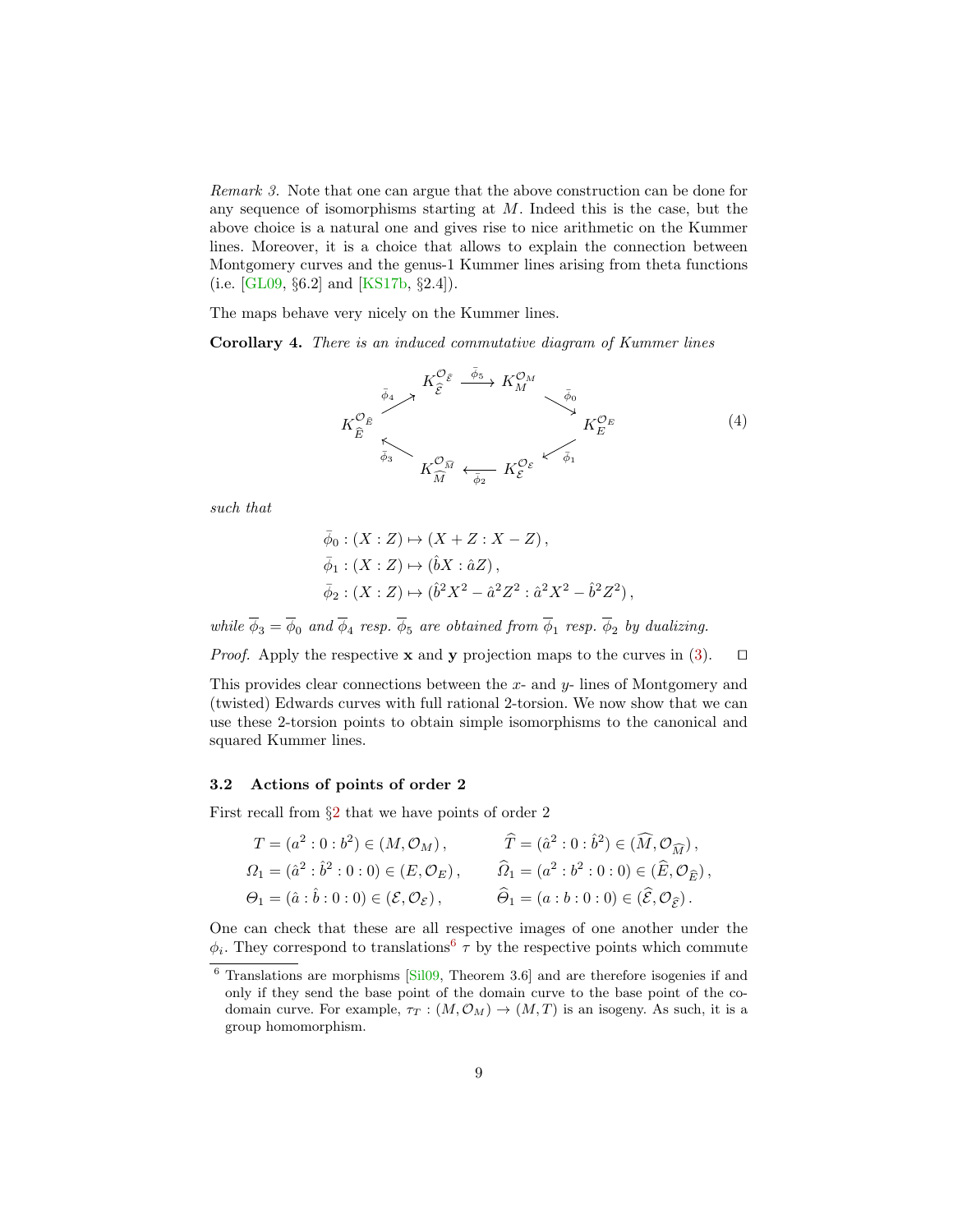*Remark 3.* Note that one can argue that the above construction can be done for any sequence of isomorphisms starting at $M$. Indeed this is the case, but the above choice is a natural one and gives rise to nice arithmetic on the Kummer lines. Moreover, it is a choice that allows to explain the connection between Montgomery curves and the genus-1 Kummer lines arising from theta functions (i.e. [GL09, §6.2] and [KS17b, §2.4]).

The maps behave very nicely on the Kummer lines.

**Corollary 4.** *There is an induced commutative diagram of Kummer lines*

$$
\begin{array}{ccccc}
 & K_{\widehat{\mathcal{E}}}^{\mathcal{O}_{\widehat{\mathcal{E}}}} & \xrightarrow{\bar{\phi}_5} & K_M^{\mathcal{O}_M} & \\
\bar{\phi}_4 \nearrow & & & & \searrow \bar{\phi}_0 \\
K_{\widehat{E}}^{\mathcal{O}_{\widehat{E}}} & & & & K_E^{\mathcal{O}_E} \\
\bar{\phi}_3 \nwarrow & & & & \swarrow \bar{\phi}_1 \\
 & K_{\widehat{M}}^{\mathcal{O}_{\widehat{M}}} & \xleftarrow{\bar{\phi}_2} & K_{\mathcal{E}}^{\mathcal{O}_{\mathcal{E}}} &
\end{array}
\tag{4}
$$

*such that*

$$
\begin{aligned}
\bar{\phi}_0 &: (X : Z) \mapsto (X + Z : X - Z)\,, \\
\bar{\phi}_1 &: (X : Z) \mapsto (\hat{b}X : \hat{a}Z)\,, \\
\bar{\phi}_2 &: (X : Z) \mapsto (\hat{b}^2X^2 - \hat{a}^2Z^2 : \hat{a}^2X^2 - \hat{b}^2Z^2)\,,
\end{aligned}
$$

*while $\overline{\phi}_3 = \overline{\phi}_0$ and $\overline{\phi}_4$ resp. $\overline{\phi}_5$ are obtained from $\overline{\phi}_1$ resp. $\overline{\phi}_2$ by dualizing.*

*Proof.* Apply the respective $\mathbf{x}$ and $\mathbf{y}$ projection maps to the curves in (3). ◻

This provides clear connections between the $x$- and $y$- lines of Montgomery and (twisted) Edwards curves with full rational 2-torsion. We now show that we can use these 2-torsion points to obtain simple isomorphisms to the canonical and squared Kummer lines.

### 3.2 Actions of points of order 2

First recall from §2 that we have points of order 2

$$
\begin{aligned}
T &= (a^2 : 0 : b^2) \in (M, \mathcal{O}_M)\,, & \widehat{T} &= (\hat{a}^2 : 0 : \hat{b}^2) \in (\widehat{M}, \mathcal{O}_{\widehat{M}})\,, \\
\varOmega_1 &= (\hat{a}^2 : \hat{b}^2 : 0 : 0) \in (E, \mathcal{O}_E)\,, & \widehat{\varOmega}_1 &= (a^2 : b^2 : 0 : 0) \in (\widehat{E}, \mathcal{O}_{\widehat{E}})\,, \\
\varTheta_1 &= (\hat{a} : \hat{b} : 0 : 0) \in (\mathcal{E}, \mathcal{O}_{\mathcal{E}})\,, & \widehat{\varTheta}_1 &= (a : b : 0 : 0) \in (\widehat{\mathcal{E}}, \mathcal{O}_{\widehat{\mathcal{E}}})\,.
\end{aligned}
$$

One can check that these are all respective images of one another under the $\phi_i$. They correspond to translations[6] $\tau$ by the respective points which commute

[6] Translations are morphisms [Sil09, Theorem 3.6] and are therefore isogenies if and only if they send the base point of the domain curve to the base point of the co-domain curve. For example, $\tau_T : (M, \mathcal{O}_M) \to (M, T)$ is an isogeny. As such, it is a group homomorphism.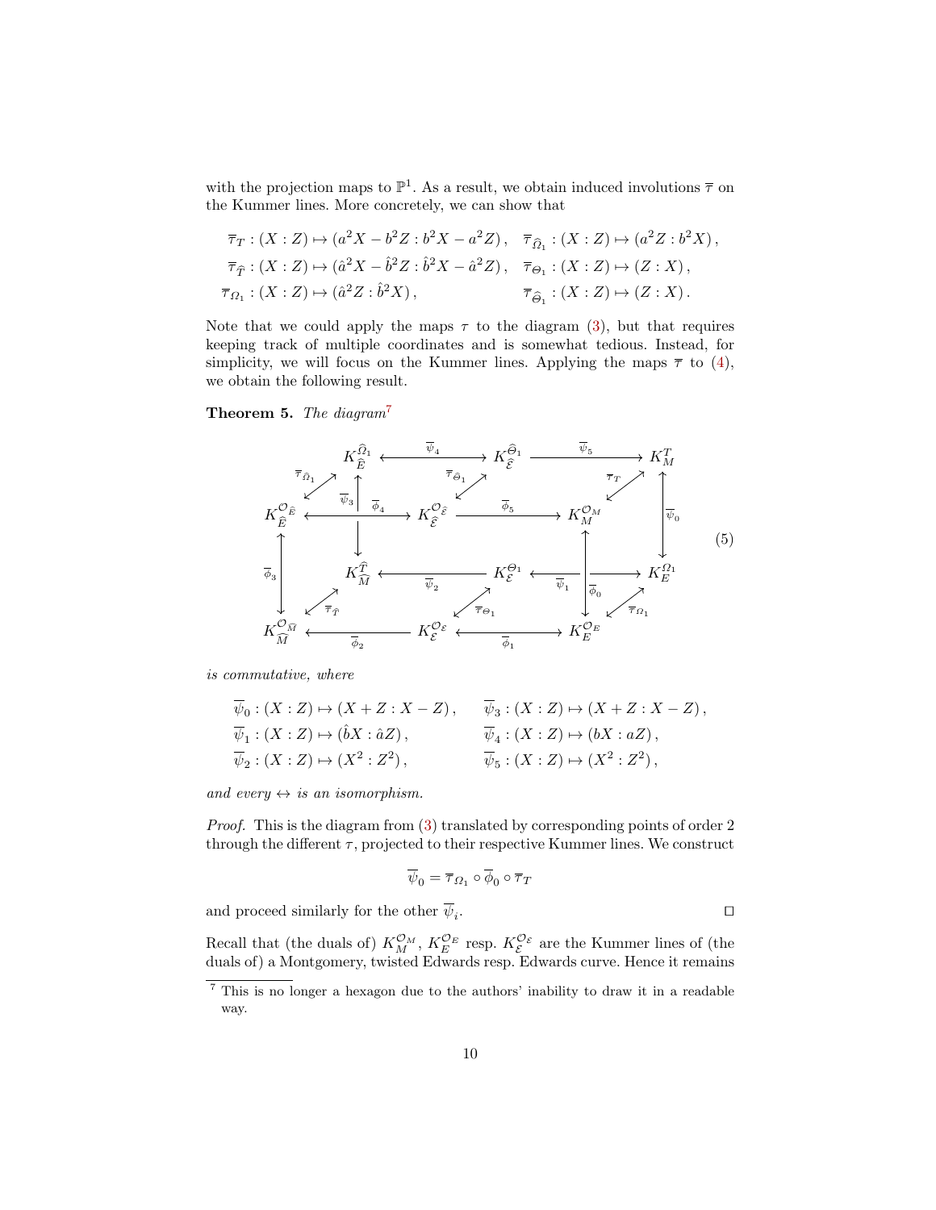with the projection maps to $\mathbb{P}^1$. As a result, we obtain induced involutions $\overline{\tau}$ on the Kummer lines. More concretely, we can show that

$$\begin{aligned}
\overline{\tau}_T &: (X:Z) \mapsto (a^2X - b^2Z : b^2X - a^2Z)\,, & \overline{\tau}_{\widehat{\Omega}_1} &: (X:Z) \mapsto (a^2Z : b^2X)\,,\\
\overline{\tau}_{\widehat{T}} &: (X:Z) \mapsto (\hat{a}^2X - \hat{b}^2Z : \hat{b}^2X - \hat{a}^2Z)\,, & \overline{\tau}_{\Theta_1} &: (X:Z) \mapsto (Z:X)\,,\\
\overline{\tau}_{\Omega_1} &: (X:Z) \mapsto (\hat{a}^2Z : \hat{b}^2X)\,, & \overline{\tau}_{\widehat{\Theta}_1} &: (X:Z) \mapsto (Z:X)\,.
\end{aligned}$$

Note that we could apply the maps $\tau$ to the diagram (3), but that requires keeping track of multiple coordinates and is somewhat tedious. Instead, for simplicity, we will focus on the Kummer lines. Applying the maps $\overline{\tau}$ to (4), we obtain the following result.

**Theorem 5.** *The diagram*[7]

$$\begin{array}{ccccccc}
 & K_{\widehat{E}}^{\widehat{\Omega}_1} & \overset{\overline{\psi}_4}{\longleftrightarrow} & K_{\widehat{\mathcal{E}}}^{\widehat{\Theta}_1} & \overset{\overline{\psi}_5}{\longrightarrow} & K_M^T & \\
K_{\widehat{E}}^{\mathcal{O}_{\widehat{E}}} & \overset{\overline{\phi}_4}{\longleftrightarrow} & K_{\widehat{\mathcal{E}}}^{\mathcal{O}_{\widehat{\mathcal{E}}}} & \overset{\overline{\phi}_5}{\longrightarrow} & K_M^{\mathcal{O}_M} & & (5)\\
 & K_{\widehat{M}}^{\widehat{T}} & \overset{\overline{\psi}_2}{\longleftarrow} & K_{\mathcal{E}}^{\Theta_1} & \overset{\overline{\psi}_1}{\longleftrightarrow} & K_E^{\Omega_1} & \\
K_{\widehat{M}}^{\mathcal{O}_{\widehat{M}}} & \overset{\overline{\phi}_2}{\longleftarrow} & K_{\mathcal{E}}^{\mathcal{O}_{\mathcal{E}}} & \overset{\overline{\phi}_1}{\longleftrightarrow} & K_E^{\mathcal{O}_E} & &
\end{array}$$

(with vertical maps $\overline{\phi}_3 : K_{\widehat{E}}^{\mathcal{O}_{\widehat{E}}} \leftrightarrow K_{\widehat{M}}^{\mathcal{O}_{\widehat{M}}}$, $\overline{\psi}_3 : K_{\widehat{E}}^{\widehat{\Omega}_1} \leftrightarrow K_{\widehat{M}}^{\widehat{T}}$, $\overline{\phi}_0 : K_E^{\mathcal{O}_E} \leftrightarrow K_M^{\mathcal{O}_M}$, $\overline{\psi}_0 : K_M^T \leftrightarrow K_E^{\Omega_1}$, and diagonal involutions $\overline{\tau}_{\widehat{\Omega}_1}, \overline{\tau}_{\widehat{\Theta}_1}, \overline{\tau}_T, \overline{\tau}_{\widehat{T}}, \overline{\tau}_{\Theta_1}, \overline{\tau}_{\Omega_1}$)

*is commutative, where*

$$\begin{aligned}
\overline{\psi}_0 &: (X:Z) \mapsto (X+Z : X-Z)\,, & \overline{\psi}_3 &: (X:Z) \mapsto (X+Z : X-Z)\,,\\
\overline{\psi}_1 &: (X:Z) \mapsto (\hat{b}X : \hat{a}Z)\,, & \overline{\psi}_4 &: (X:Z) \mapsto (bX : aZ)\,,\\
\overline{\psi}_2 &: (X:Z) \mapsto (X^2 : Z^2)\,, & \overline{\psi}_5 &: (X:Z) \mapsto (X^2 : Z^2)\,,
\end{aligned}$$

*and every $\leftrightarrow$ is an isomorphism.*

*Proof.* This is the diagram from (3) translated by corresponding points of order 2 through the different $\tau$, projected to their respective Kummer lines. We construct

$$\overline{\psi}_0 = \overline{\tau}_{\Omega_1} \circ \overline{\phi}_0 \circ \overline{\tau}_T$$

and proceed similarly for the other $\overline{\psi}_i$. □

Recall that (the duals of) $K_M^{\mathcal{O}_M}$, $K_E^{\mathcal{O}_E}$ resp. $K_{\mathcal{E}}^{\mathcal{O}_{\mathcal{E}}}$ are the Kummer lines of (the duals of) a Montgomery, twisted Edwards resp. Edwards curve. Hence it remains

[7] This is no longer a hexagon due to the authors' inability to draw it in a readable way.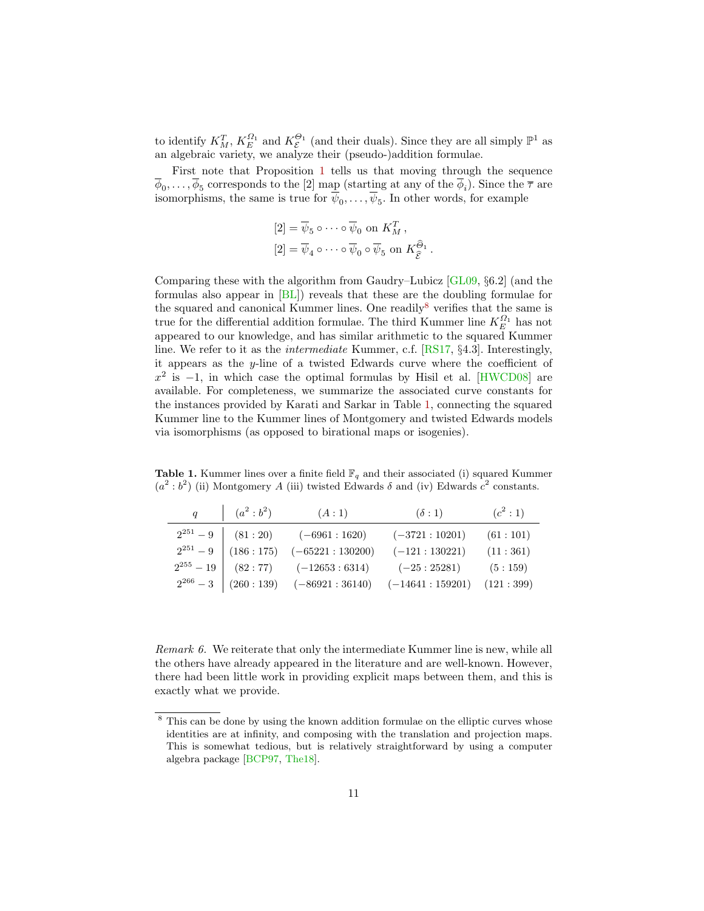to identify $K_M^T$, $K_E^{\Omega_1}$ and $K_{\mathcal{E}}^{\Theta_1}$ (and their duals). Since they are all simply $\mathbb{P}^1$ as an algebraic variety, we analyze their (pseudo-)addition formulae.

First note that Proposition 1 tells us that moving through the sequence $\overline{\phi}_0, \ldots, \overline{\phi}_5$ corresponds to the [2] map (starting at any of the $\overline{\phi}_i$). Since the $\overline{\tau}$ are isomorphisms, the same is true for $\overline{\psi}_0, \ldots, \overline{\psi}_5$. In other words, for example

$$[2] = \overline{\psi}_5 \circ \cdots \circ \overline{\psi}_0 \text{ on } K_M^T\,,$$
$$[2] = \overline{\psi}_4 \circ \cdots \circ \overline{\psi}_0 \circ \overline{\psi}_5 \text{ on } K_{\widehat{\mathcal{E}}}^{\widehat{\Theta}_1}\,.$$

Comparing these with the algorithm from Gaudry–Lubicz [GL09, §6.2] (and the formulas also appear in [BL]) reveals that these are the doubling formulae for the squared and canonical Kummer lines. One readily[8] verifies that the same is true for the differential addition formulae. The third Kummer line $K_E^{\Omega_1}$ has not appeared to our knowledge, and has similar arithmetic to the squared Kummer line. We refer to it as the *intermediate* Kummer, c.f. [RS17, §4.3]. Interestingly, it appears as the $y$-line of a twisted Edwards curve where the coefficient of $x^2$ is $-1$, in which case the optimal formulas by Hisil et al. [HWCD08] are available. For completeness, we summarize the associated curve constants for the instances provided by Karati and Sarkar in Table 1, connecting the squared Kummer line to the Kummer lines of Montgomery and twisted Edwards models via isomorphisms (as opposed to birational maps or isogenies).

**Table 1.** Kummer lines over a finite field $\mathbb{F}_q$ and their associated (i) squared Kummer $(a^2 : b^2)$ (ii) Montgomery $A$ (iii) twisted Edwards $\delta$ and (iv) Edwards $c^2$ constants.

| $q$ | $(a^2 : b^2)$ | $(A : 1)$ | $(\delta : 1)$ | $(c^2 : 1)$ |
|---|---|---|---|---|
| $2^{251} - 9$ | $(81 : 20)$ | $(-6961 : 1620)$ | $(-3721 : 10201)$ | $(61 : 101)$ |
| $2^{251} - 9$ | $(186 : 175)$ | $(-65221 : 130200)$ | $(-121 : 130221)$ | $(11 : 361)$ |
| $2^{255} - 19$ | $(82 : 77)$ | $(-12653 : 6314)$ | $(-25 : 25281)$ | $(5 : 159)$ |
| $2^{266} - 3$ | $(260 : 139)$ | $(-86921 : 36140)$ | $(-14641 : 159201)$ | $(121 : 399)$ |

*Remark 6.* We reiterate that only the intermediate Kummer line is new, while all the others have already appeared in the literature and are well-known. However, there had been little work in providing explicit maps between them, and this is exactly what we provide.

[8] This can be done by using the known addition formulae on the elliptic curves whose identities are at infinity, and composing with the translation and projection maps. This is somewhat tedious, but is relatively straightforward by using a computer algebra package [BCP97, The18].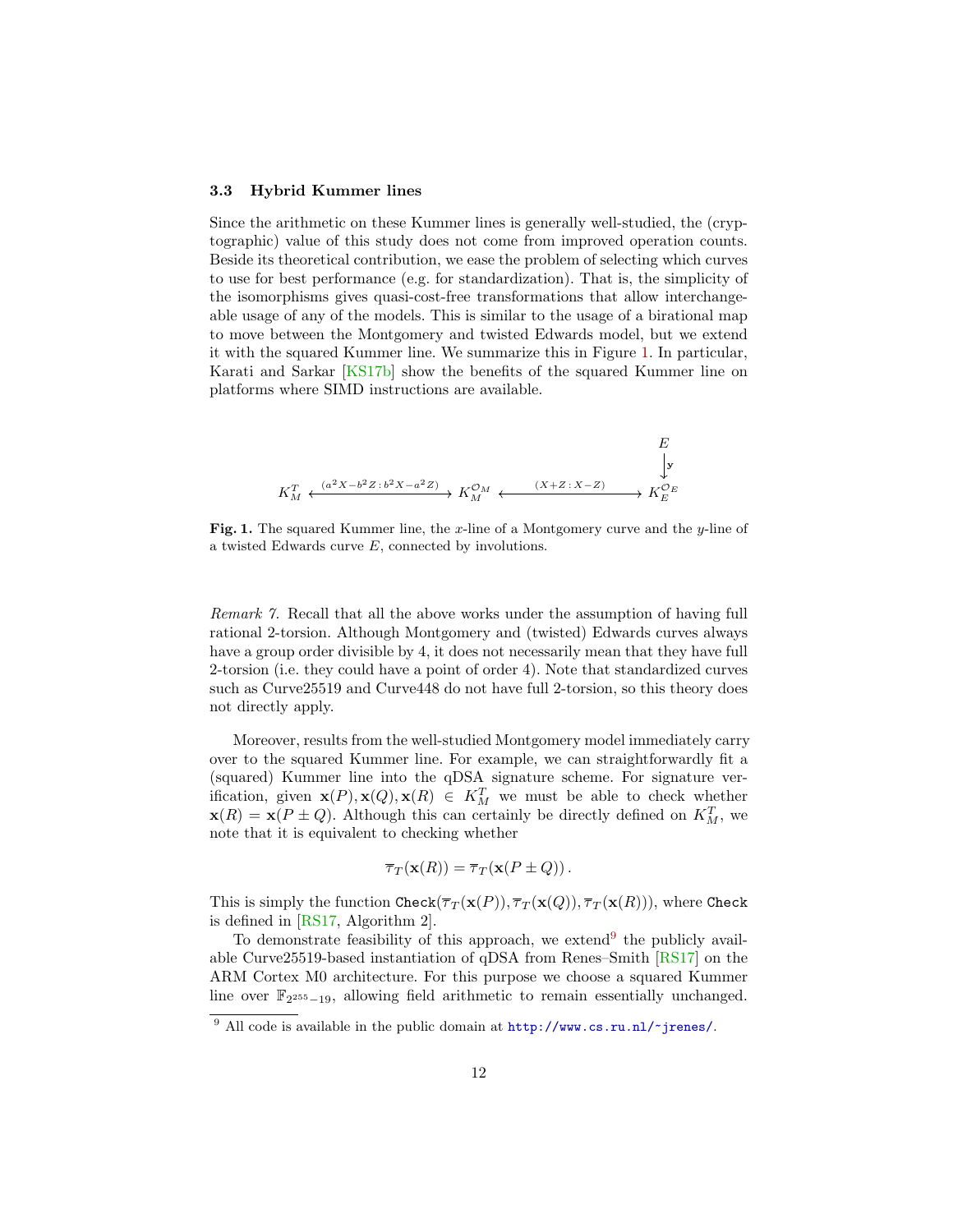### 3.3 Hybrid Kummer lines

Since the arithmetic on these Kummer lines is generally well-studied, the (cryptographic) value of this study does not come from improved operation counts. Beside its theoretical contribution, we ease the problem of selecting which curves to use for best performance (e.g. for standardization). That is, the simplicity of the isomorphisms gives quasi-cost-free transformations that allow interchangeable usage of any of the models. This is similar to the usage of a birational map to move between the Montgomery and twisted Edwards model, but we extend it with the squared Kummer line. We summarize this in Figure 1. In particular, Karati and Sarkar [KS17b] show the benefits of the squared Kummer line on platforms where SIMD instructions are available.

$$
\begin{array}{ccccc}
 & & & & E \\
 & & & & \big\downarrow \mathbf{y} \\
K_M^T & \xleftrightarrow{(a^2X - b^2Z \,:\, b^2X - a^2Z)} & K_M^{\mathcal{O}_M} & \xleftrightarrow{(X+Z \,:\, X-Z)} & K_E^{\mathcal{O}_E}
\end{array}
$$

**Fig. 1.** The squared Kummer line, the $x$-line of a Montgomery curve and the $y$-line of a twisted Edwards curve $E$, connected by involutions.

*Remark 7.* Recall that all the above works under the assumption of having full rational 2-torsion. Although Montgomery and (twisted) Edwards curves always have a group order divisible by 4, it does not necessarily mean that they have full 2-torsion (i.e. they could have a point of order 4). Note that standardized curves such as Curve25519 and Curve448 do not have full 2-torsion, so this theory does not directly apply.

Moreover, results from the well-studied Montgomery model immediately carry over to the squared Kummer line. For example, we can straightforwardly fit a (squared) Kummer line into the qDSA signature scheme. For signature verification, given $\mathbf{x}(P), \mathbf{x}(Q), \mathbf{x}(R) \in K_M^T$ we must be able to check whether $\mathbf{x}(R) = \mathbf{x}(P \pm Q)$. Although this can certainly be directly defined on $K_M^T$, we note that it is equivalent to checking whether

$$\overline{\tau}_T(\mathbf{x}(R)) = \overline{\tau}_T(\mathbf{x}(P \pm Q)) .$$

This is simply the function $\texttt{Check}(\overline{\tau}_T(\mathbf{x}(P)), \overline{\tau}_T(\mathbf{x}(Q)), \overline{\tau}_T(\mathbf{x}(R)))$, where $\texttt{Check}$ is defined in [RS17, Algorithm 2].

To demonstrate feasibility of this approach, we extend[9] the publicly available Curve25519-based instantiation of qDSA from Renes–Smith [RS17] on the ARM Cortex M0 architecture. For this purpose we choose a squared Kummer line over $\mathbb{F}_{2^{255}-19}$, allowing field arithmetic to remain essentially unchanged.

[9] All code is available in the public domain at http://www.cs.ru.nl/~jrenes/.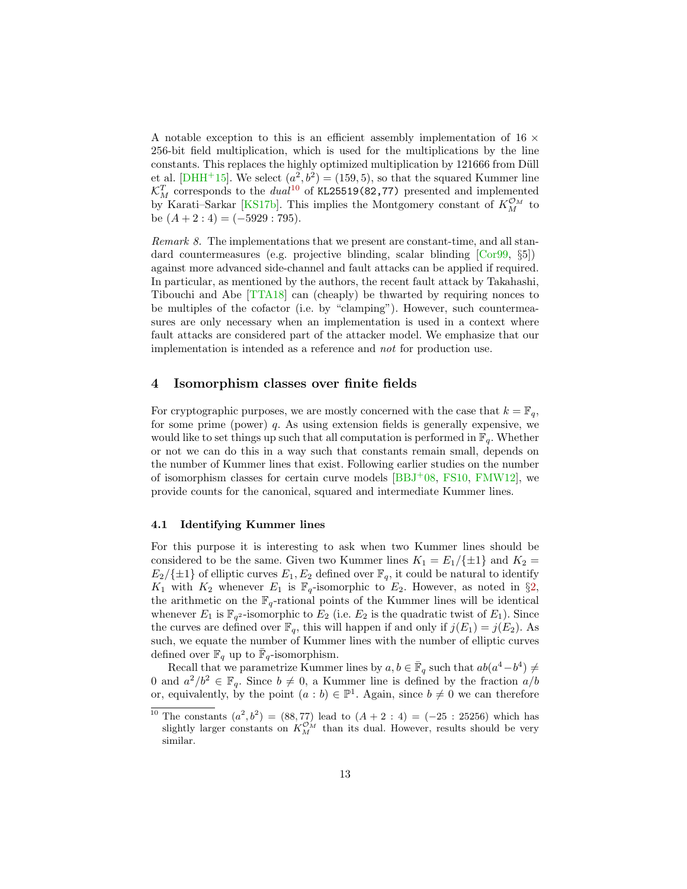A notable exception to this is an efficient assembly implementation of $16 \times$ 256-bit field multiplication, which is used for the multiplications by the line constants. This replaces the highly optimized multiplication by 121666 from Düll et al. [DHH+15]. We select $(a^2, b^2) = (159, 5)$, so that the squared Kummer line $\mathcal{K}_M^T$ corresponds to the *dual*[10] of `KL25519(82,77)` presented and implemented by Karati–Sarkar [KS17b]. This implies the Montgomery constant of $K_M^{\mathcal{O}_M}$ to be $(A + 2 : 4) = (-5929 : 795)$.

*Remark 8.* The implementations that we present are constant-time, and all standard countermeasures (e.g. projective blinding, scalar blinding [Cor99, §5]) against more advanced side-channel and fault attacks can be applied if required. In particular, as mentioned by the authors, the recent fault attack by Takahashi, Tibouchi and Abe [TTA18] can (cheaply) be thwarted by requiring nonces to be multiples of the cofactor (i.e. by "clamping"). However, such countermeasures are only necessary when an implementation is used in a context where fault attacks are considered part of the attacker model. We emphasize that our implementation is intended as a reference and *not* for production use.

## 4 Isomorphism classes over finite fields

For cryptographic purposes, we are mostly concerned with the case that $k = \mathbb{F}_q$, for some prime (power) $q$. As using extension fields is generally expensive, we would like to set things up such that all computation is performed in $\mathbb{F}_q$. Whether or not we can do this in a way such that constants remain small, depends on the number of Kummer lines that exist. Following earlier studies on the number of isomorphism classes for certain curve models [BBJ+08, FS10, FMW12], we provide counts for the canonical, squared and intermediate Kummer lines.

### 4.1 Identifying Kummer lines

For this purpose it is interesting to ask when two Kummer lines should be considered to be the same. Given two Kummer lines $K_1 = E_1/\{\pm 1\}$ and $K_2 = E_2/\{\pm 1\}$ of elliptic curves $E_1, E_2$ defined over $\mathbb{F}_q$, it could be natural to identify $K_1$ with $K_2$ whenever $E_1$ is $\mathbb{F}_q$-isomorphic to $E_2$. However, as noted in §2, the arithmetic on the $\mathbb{F}_q$-rational points of the Kummer lines will be identical whenever $E_1$ is $\mathbb{F}_{q^2}$-isomorphic to $E_2$ (i.e. $E_2$ is the quadratic twist of $E_1$). Since the curves are defined over $\mathbb{F}_q$, this will happen if and only if $j(E_1) = j(E_2)$. As such, we equate the number of Kummer lines with the number of elliptic curves defined over $\mathbb{F}_q$ up to $\bar{\mathbb{F}}_q$-isomorphism.

Recall that we parametrize Kummer lines by $a, b \in \bar{\mathbb{F}}_q$ such that $ab(a^4 - b^4) \neq 0$ and $a^2/b^2 \in \mathbb{F}_q$. Since $b \neq 0$, a Kummer line is defined by the fraction $a/b$ or, equivalently, by the point $(a : b) \in \mathbb{P}^1$. Again, since $b \neq 0$ we can therefore

[10] The constants $(a^2, b^2) = (88, 77)$ lead to $(A + 2 : 4) = (-25 : 25256)$ which has slightly larger constants on $K_M^{\mathcal{O}_M}$ than its dual. However, results should be very similar.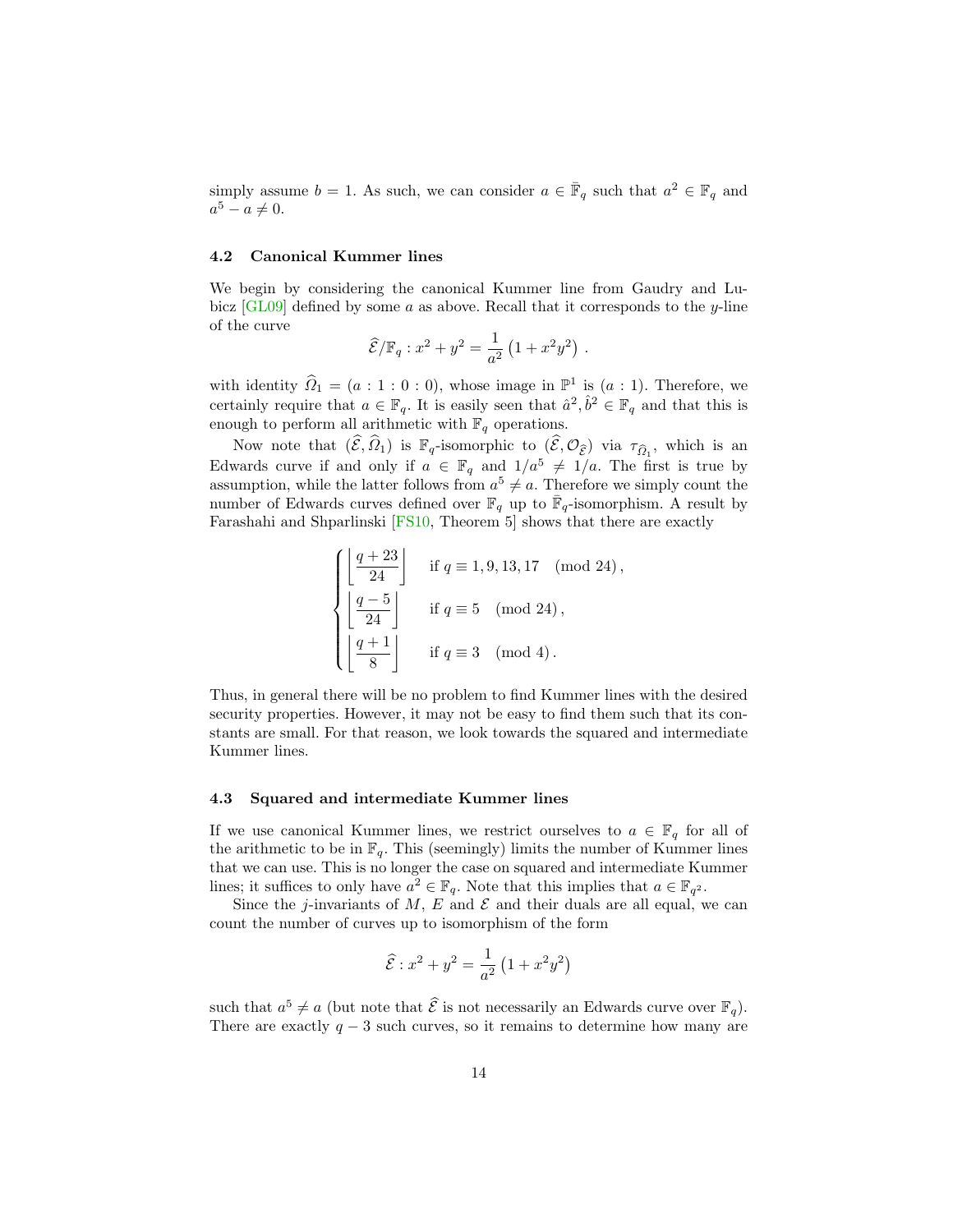simply assume $b = 1$. As such, we can consider $a \in \bar{\mathbb{F}}_q$ such that $a^2 \in \mathbb{F}_q$ and $a^5 - a \neq 0$.

### 4.2 Canonical Kummer lines

We begin by considering the canonical Kummer line from Gaudry and Lubicz [GL09] defined by some $a$ as above. Recall that it corresponds to the $y$-line of the curve

$$\widehat{\mathcal{E}}/\mathbb{F}_q : x^2 + y^2 = \frac{1}{a^2}\left(1 + x^2y^2\right) .$$

with identity $\widehat{\Omega}_1 = (a : 1 : 0 : 0)$, whose image in $\mathbb{P}^1$ is $(a : 1)$. Therefore, we certainly require that $a \in \mathbb{F}_q$. It is easily seen that $\hat{a}^2, \hat{b}^2 \in \mathbb{F}_q$ and that this is enough to perform all arithmetic with $\mathbb{F}_q$ operations.

Now note that $(\widehat{\mathcal{E}}, \widehat{\Omega}_1)$ is $\mathbb{F}_q$-isomorphic to $(\widehat{\mathcal{E}}, \mathcal{O}_{\widehat{\mathcal{E}}})$ via $\tau_{\widehat{\Omega}_1}$, which is an Edwards curve if and only if $a \in \mathbb{F}_q$ and $1/a^5 \neq 1/a$. The first is true by assumption, while the latter follows from $a^5 \neq a$. Therefore we simply count the number of Edwards curves defined over $\mathbb{F}_q$ up to $\bar{\mathbb{F}}_q$-isomorphism. A result by Farashahi and Shparlinski [FS10, Theorem 5] shows that there are exactly

$$\begin{cases} \left\lfloor \dfrac{q+23}{24} \right\rfloor & \text{if } q \equiv 1, 9, 13, 17 \pmod{24}, \\ \left\lfloor \dfrac{q-5}{24} \right\rfloor & \text{if } q \equiv 5 \pmod{24}, \\ \left\lfloor \dfrac{q+1}{8} \right\rfloor & \text{if } q \equiv 3 \pmod{4}. \end{cases}$$

Thus, in general there will be no problem to find Kummer lines with the desired security properties. However, it may not be easy to find them such that its constants are small. For that reason, we look towards the squared and intermediate Kummer lines.

### 4.3 Squared and intermediate Kummer lines

If we use canonical Kummer lines, we restrict ourselves to $a \in \mathbb{F}_q$ for all of the arithmetic to be in $\mathbb{F}_q$. This (seemingly) limits the number of Kummer lines that we can use. This is no longer the case on squared and intermediate Kummer lines; it suffices to only have $a^2 \in \mathbb{F}_q$. Note that this implies that $a \in \mathbb{F}_{q^2}$.

Since the $j$-invariants of $M$, $E$ and $\mathcal{E}$ and their duals are all equal, we can count the number of curves up to isomorphism of the form

$$\widehat{\mathcal{E}} : x^2 + y^2 = \frac{1}{a^2}\left(1 + x^2y^2\right)$$

such that $a^5 \neq a$ (but note that $\widehat{\mathcal{E}}$ is not necessarily an Edwards curve over $\mathbb{F}_q$). There are exactly $q - 3$ such curves, so it remains to determine how many are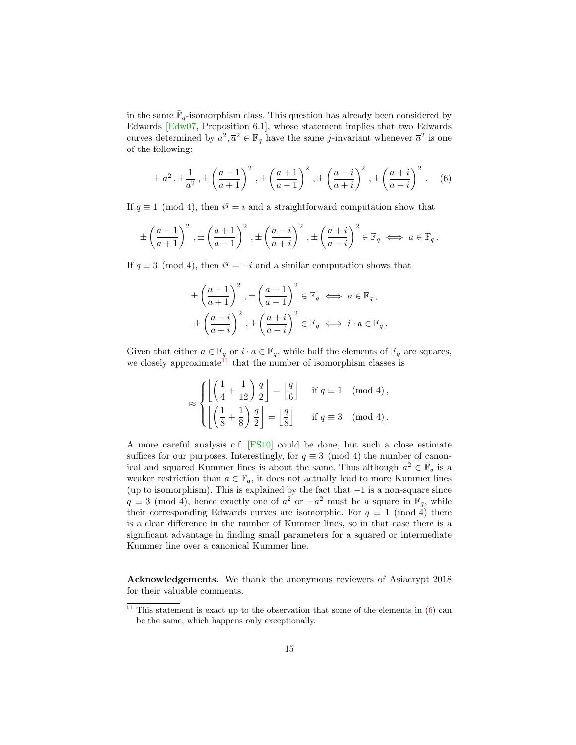in the same $\bar{\mathbb{F}}_q$-isomorphism class. This question has already been considered by Edwards [Edw07, Proposition 6.1], whose statement implies that two Edwards curves determined by $a^2, \overline{a}^2 \in \mathbb{F}_q$ have the same $j$-invariant whenever $\overline{a}^2$ is one of the following:

$$\pm\, a^2 \,, \pm \frac{1}{a^2} \,, \pm \left(\frac{a-1}{a+1}\right)^2 \,, \pm \left(\frac{a+1}{a-1}\right)^2 \,, \pm \left(\frac{a-i}{a+i}\right)^2 \,, \pm \left(\frac{a+i}{a-i}\right)^2 \,. \quad (6)$$

If $q \equiv 1 \pmod 4$, then $i^q = i$ and a straightforward computation show that

$$\pm \left(\frac{a-1}{a+1}\right)^2 \,, \pm \left(\frac{a+1}{a-1}\right)^2 \,, \pm \left(\frac{a-i}{a+i}\right)^2 \,, \pm \left(\frac{a+i}{a-i}\right)^2 \in \mathbb{F}_q \iff a \in \mathbb{F}_q \,.$$

If $q \equiv 3 \pmod 4$, then $i^q = -i$ and a similar computation shows that

$$\pm \left(\frac{a-1}{a+1}\right)^2 \,, \pm \left(\frac{a+1}{a-1}\right)^2 \in \mathbb{F}_q \iff a \in \mathbb{F}_q \,,$$
$$\pm \left(\frac{a-i}{a+i}\right)^2 \,, \pm \left(\frac{a+i}{a-i}\right)^2 \in \mathbb{F}_q \iff i \cdot a \in \mathbb{F}_q \,.$$

Given that either $a \in \mathbb{F}_q$ or $i \cdot a \in \mathbb{F}_q$, while half the elements of $\mathbb{F}_q$ are squares, we closely approximate[11] that the number of isomorphism classes is

$$\approx \begin{cases} \left\lfloor \left(\frac{1}{4} + \frac{1}{12}\right) \frac{q}{2} \right\rfloor = \left\lfloor \frac{q}{6} \right\rfloor & \text{if } q \equiv 1 \pmod 4 \,, \\ \left\lfloor \left(\frac{1}{8} + \frac{1}{8}\right) \frac{q}{2} \right\rfloor = \left\lfloor \frac{q}{8} \right\rfloor & \text{if } q \equiv 3 \pmod 4 \,. \end{cases}$$

A more careful analysis c.f. [FS10] could be done, but such a close estimate suffices for our purposes. Interestingly, for $q \equiv 3 \pmod 4$ the number of canonical and squared Kummer lines is about the same. Thus although $a^2 \in \mathbb{F}_q$ is a weaker restriction than $a \in \mathbb{F}_q$, it does not actually lead to more Kummer lines (up to isomorphism). This is explained by the fact that $-1$ is a non-square since $q \equiv 3 \pmod 4$, hence exactly one of $a^2$ or $-a^2$ must be a square in $\mathbb{F}_q$, while their corresponding Edwards curves are isomorphic. For $q \equiv 1 \pmod 4$ there is a clear difference in the number of Kummer lines, so in that case there is a significant advantage in finding small parameters for a squared or intermediate Kummer line over a canonical Kummer line.

**Acknowledgements.** We thank the anonymous reviewers of Asiacrypt 2018 for their valuable comments.

[11] This statement is exact up to the observation that some of the elements in (6) can be the same, which happens only exceptionally.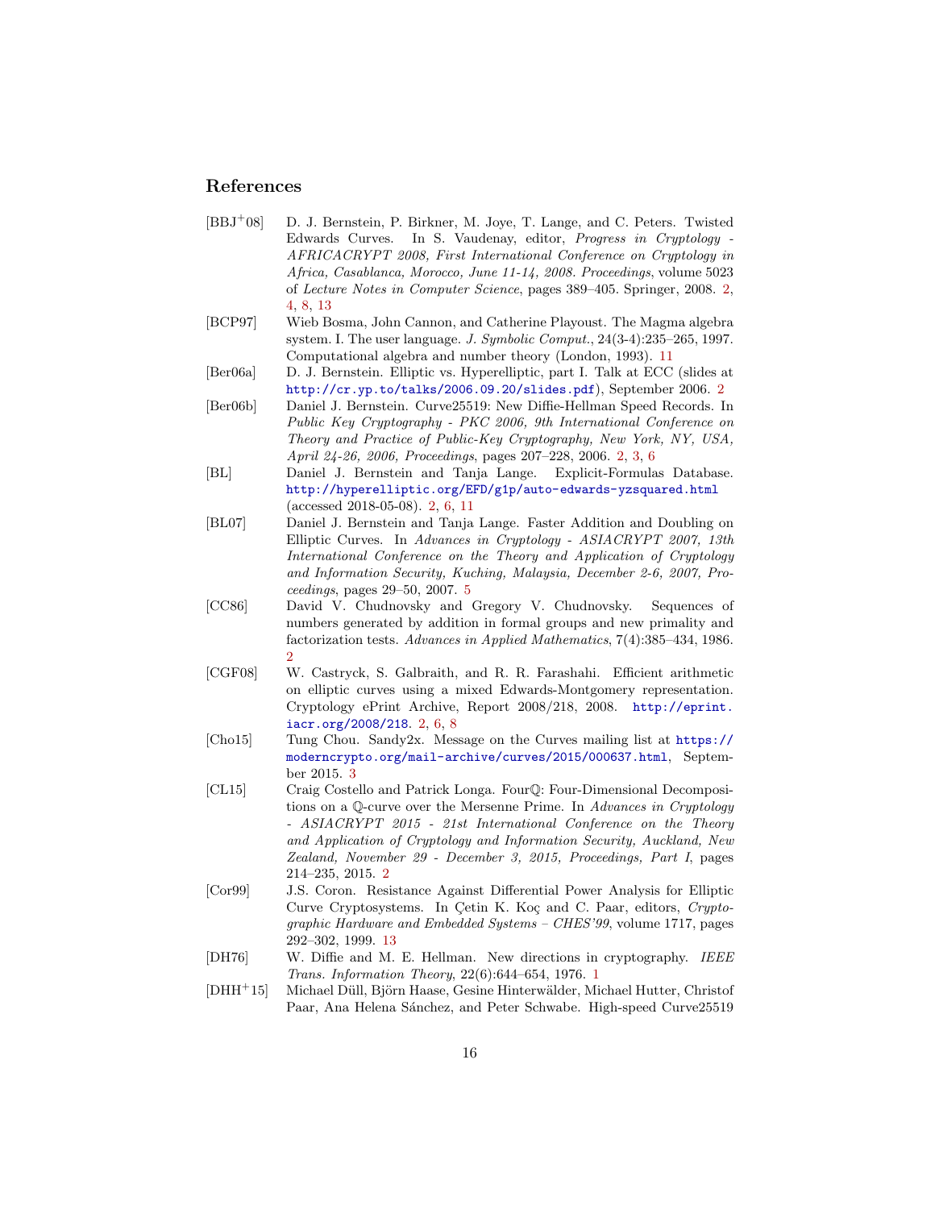## References

[BBJ+08] D. J. Bernstein, P. Birkner, M. Joye, T. Lange, and C. Peters. Twisted Edwards Curves. In S. Vaudenay, editor, *Progress in Cryptology - AFRICACRYPT 2008, First International Conference on Cryptology in Africa, Casablanca, Morocco, June 11-14, 2008. Proceedings*, volume 5023 of *Lecture Notes in Computer Science*, pages 389–405. Springer, 2008. 2, 4, 8, 13

[BCP97] Wieb Bosma, John Cannon, and Catherine Playoust. The Magma algebra system. I. The user language. *J. Symbolic Comput.*, 24(3-4):235–265, 1997. Computational algebra and number theory (London, 1993). 11

[Ber06a] D. J. Bernstein. Elliptic vs. Hyperelliptic, part I. Talk at ECC (slides at http://cr.yp.to/talks/2006.09.20/slides.pdf), September 2006. 2

[Ber06b] Daniel J. Bernstein. Curve25519: New Diffie-Hellman Speed Records. In *Public Key Cryptography - PKC 2006, 9th International Conference on Theory and Practice of Public-Key Cryptography, New York, NY, USA, April 24-26, 2006, Proceedings*, pages 207–228, 2006. 2, 3, 6

[BL] Daniel J. Bernstein and Tanja Lange. Explicit-Formulas Database. http://hyperelliptic.org/EFD/g1p/auto-edwards-yzsquared.html (accessed 2018-05-08). 2, 6, 11

[BL07] Daniel J. Bernstein and Tanja Lange. Faster Addition and Doubling on Elliptic Curves. In *Advances in Cryptology - ASIACRYPT 2007, 13th International Conference on the Theory and Application of Cryptology and Information Security, Kuching, Malaysia, December 2-6, 2007, Proceedings*, pages 29–50, 2007. 5

[CC86] David V. Chudnovsky and Gregory V. Chudnovsky. Sequences of numbers generated by addition in formal groups and new primality and factorization tests. *Advances in Applied Mathematics*, 7(4):385–434, 1986. 2

[CGF08] W. Castryck, S. Galbraith, and R. R. Farashahi. Efficient arithmetic on elliptic curves using a mixed Edwards-Montgomery representation. Cryptology ePrint Archive, Report 2008/218, 2008. http://eprint.iacr.org/2008/218. 2, 6, 8

[Cho15] Tung Chou. Sandy2x. Message on the Curves mailing list at https://moderncrypto.org/mail-archive/curves/2015/000637.html, September 2015. 3

[CL15] Craig Costello and Patrick Longa. Fourℚ: Four-Dimensional Decompositions on a ℚ-curve over the Mersenne Prime. In *Advances in Cryptology - ASIACRYPT 2015 - 21st International Conference on the Theory and Application of Cryptology and Information Security, Auckland, New Zealand, November 29 - December 3, 2015, Proceedings, Part I*, pages 214–235, 2015. 2

[Cor99] J.S. Coron. Resistance Against Differential Power Analysis for Elliptic Curve Cryptosystems. In Çetin K. Koç and C. Paar, editors, *Cryptographic Hardware and Embedded Systems – CHES'99*, volume 1717, pages 292–302, 1999. 13

[DH76] W. Diffie and M. E. Hellman. New directions in cryptography. *IEEE Trans. Information Theory*, 22(6):644–654, 1976. 1

[DHH+15] Michael Düll, Björn Haase, Gesine Hinterwälder, Michael Hutter, Christof Paar, Ana Helena Sánchez, and Peter Schwabe. High-speed Curve25519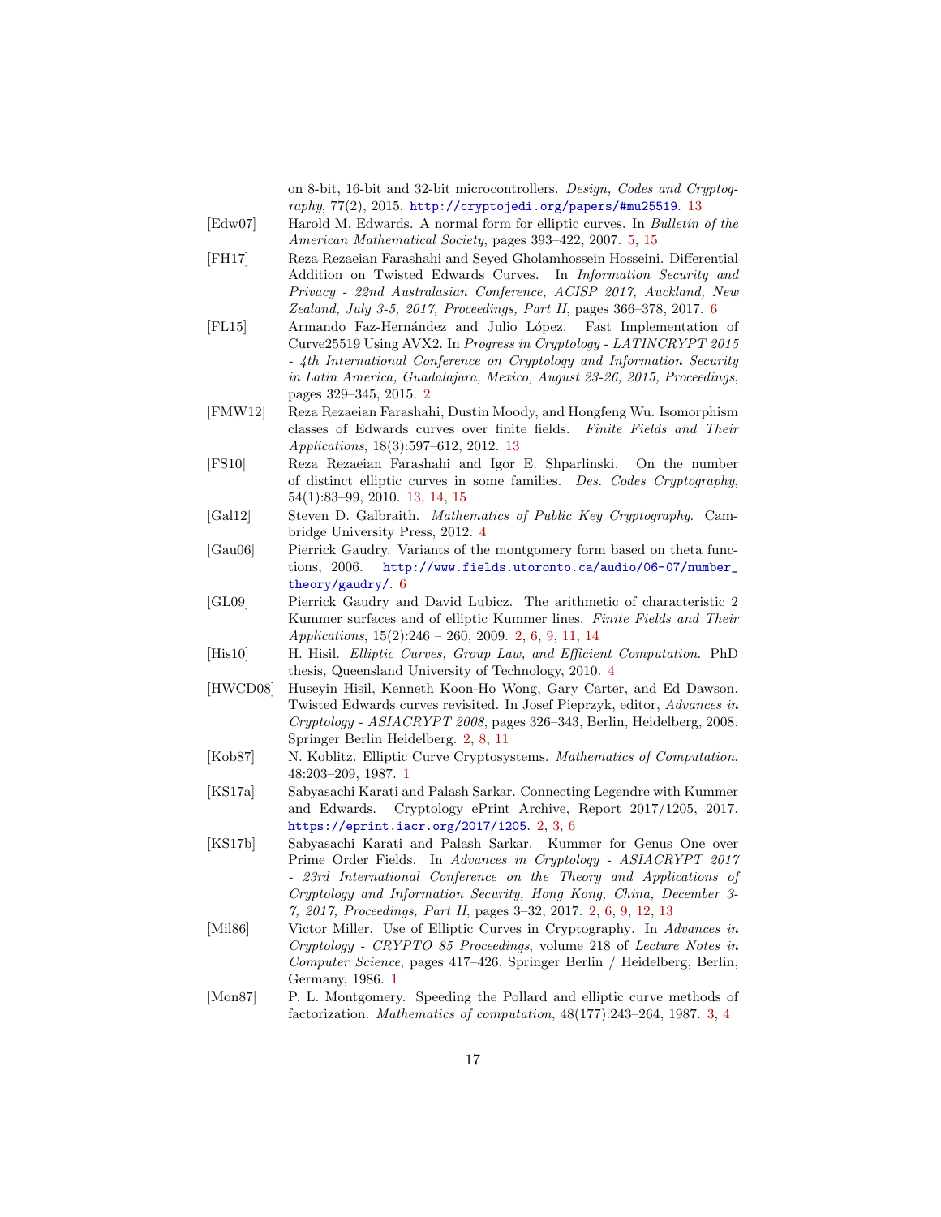on 8-bit, 16-bit and 32-bit microcontrollers. *Design, Codes and Cryptography*, 77(2), 2015. http://cryptojedi.org/papers/#mu25519. 13

[Edw07] Harold M. Edwards. A normal form for elliptic curves. In *Bulletin of the American Mathematical Society*, pages 393–422, 2007. 5, 15

[FH17] Reza Rezaeian Farashahi and Seyed Gholamhossein Hosseini. Differential Addition on Twisted Edwards Curves. In *Information Security and Privacy - 22nd Australasian Conference, ACISP 2017, Auckland, New Zealand, July 3-5, 2017, Proceedings, Part II*, pages 366–378, 2017. 6

[FL15] Armando Faz-Hernández and Julio López. Fast Implementation of Curve25519 Using AVX2. In *Progress in Cryptology - LATINCRYPT 2015 - 4th International Conference on Cryptology and Information Security in Latin America, Guadalajara, Mexico, August 23-26, 2015, Proceedings*, pages 329–345, 2015. 2

[FMW12] Reza Rezaeian Farashahi, Dustin Moody, and Hongfeng Wu. Isomorphism classes of Edwards curves over finite fields. *Finite Fields and Their Applications*, 18(3):597–612, 2012. 13

[FS10] Reza Rezaeian Farashahi and Igor E. Shparlinski. On the number of distinct elliptic curves in some families. *Des. Codes Cryptography*, 54(1):83–99, 2010. 13, 14, 15

[Gal12] Steven D. Galbraith. *Mathematics of Public Key Cryptography*. Cambridge University Press, 2012. 4

[Gau06] Pierrick Gaudry. Variants of the montgomery form based on theta functions, 2006. http://www.fields.utoronto.ca/audio/06-07/number_theory/gaudry/. 6

[GL09] Pierrick Gaudry and David Lubicz. The arithmetic of characteristic 2 Kummer surfaces and of elliptic Kummer lines. *Finite Fields and Their Applications*, 15(2):246 – 260, 2009. 2, 6, 9, 11, 14

[His10] H. Hisil. *Elliptic Curves, Group Law, and Efficient Computation*. PhD thesis, Queensland University of Technology, 2010. 4

[HWCD08] Huseyin Hisil, Kenneth Koon-Ho Wong, Gary Carter, and Ed Dawson. Twisted Edwards curves revisited. In Josef Pieprzyk, editor, *Advances in Cryptology - ASIACRYPT 2008*, pages 326–343, Berlin, Heidelberg, 2008. Springer Berlin Heidelberg. 2, 8, 11

[Kob87] N. Koblitz. Elliptic Curve Cryptosystems. *Mathematics of Computation*, 48:203–209, 1987. 1

[KS17a] Sabyasachi Karati and Palash Sarkar. Connecting Legendre with Kummer and Edwards. Cryptology ePrint Archive, Report 2017/1205, 2017. https://eprint.iacr.org/2017/1205. 2, 3, 6

[KS17b] Sabyasachi Karati and Palash Sarkar. Kummer for Genus One over Prime Order Fields. In *Advances in Cryptology - ASIACRYPT 2017 - 23rd International Conference on the Theory and Applications of Cryptology and Information Security, Hong Kong, China, December 3-7, 2017, Proceedings, Part II*, pages 3–32, 2017. 2, 6, 9, 12, 13

[Mil86] Victor Miller. Use of Elliptic Curves in Cryptography. In *Advances in Cryptology - CRYPTO 85 Proceedings*, volume 218 of *Lecture Notes in Computer Science*, pages 417–426. Springer Berlin / Heidelberg, Berlin, Germany, 1986. 1

[Mon87] P. L. Montgomery. Speeding the Pollard and elliptic curve methods of factorization. *Mathematics of computation*, 48(177):243–264, 1987. 3, 4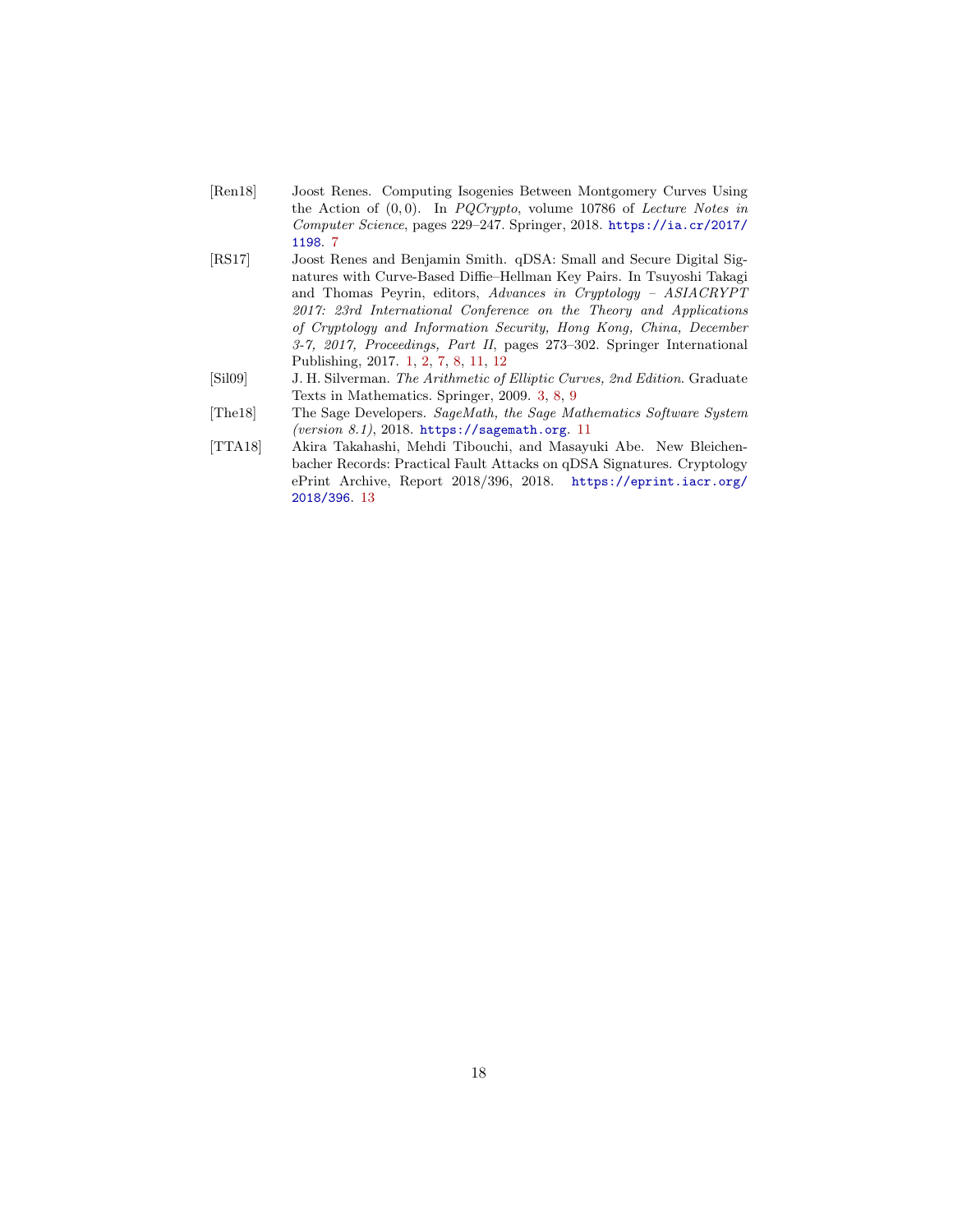[Ren18] Joost Renes. Computing Isogenies Between Montgomery Curves Using the Action of $(0, 0)$. In *PQCrypto*, volume 10786 of *Lecture Notes in Computer Science*, pages 229–247. Springer, 2018. https://ia.cr/2017/1198. 7

[RS17] Joost Renes and Benjamin Smith. qDSA: Small and Secure Digital Signatures with Curve-Based Diffie–Hellman Key Pairs. In Tsuyoshi Takagi and Thomas Peyrin, editors, *Advances in Cryptology – ASIACRYPT 2017: 23rd International Conference on the Theory and Applications of Cryptology and Information Security, Hong Kong, China, December 3-7, 2017, Proceedings, Part II*, pages 273–302. Springer International Publishing, 2017. 1, 2, 7, 8, 11, 12

[Sil09] J. H. Silverman. *The Arithmetic of Elliptic Curves, 2nd Edition*. Graduate Texts in Mathematics. Springer, 2009. 3, 8, 9

[The18] The Sage Developers. *SageMath, the Sage Mathematics Software System (version 8.1)*, 2018. https://sagemath.org. 11

[TTA18] Akira Takahashi, Mehdi Tibouchi, and Masayuki Abe. New Bleichenbacher Records: Practical Fault Attacks on qDSA Signatures. Cryptology ePrint Archive, Report 2018/396, 2018. https://eprint.iacr.org/2018/396. 13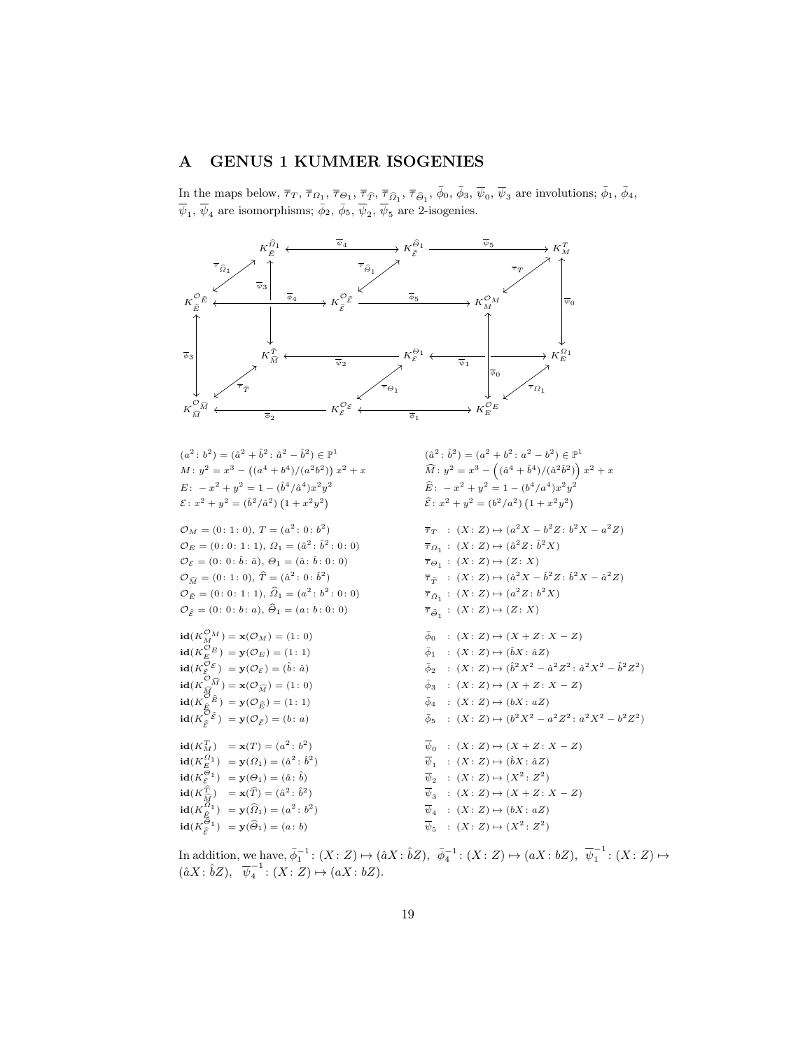# A GENUS 1 KUMMER ISOGENIES

In the maps below, $\overline{\tau}_T$, $\overline{\tau}_{\Omega_1}$, $\overline{\tau}_{\Theta_1}$, $\overline{\tau}_{\widehat{T}}$, $\overline{\tau}_{\widehat{\Omega}_1}$, $\overline{\tau}_{\widehat{\Theta}_1}$, $\bar{\phi}_0$, $\bar{\phi}_3$, $\overline{\psi}_0$, $\overline{\psi}_3$ are involutions; $\bar{\phi}_1$, $\bar{\phi}_4$, $\overline{\psi}_1$, $\overline{\psi}_4$ are isomorphisms; $\bar{\phi}_2$, $\bar{\phi}_5$, $\overline{\psi}_2$, $\overline{\psi}_5$ are 2-isogenies.

$K_{\widehat{E}}^{\widehat{\Omega}_1}$ $\overline{\psi}_4$ $K_{\widehat{\mathcal{E}}}^{\widehat{\Theta}_1}$ $\overline{\psi}_5$ $K_M^T$

$\overline{\tau}_{\widehat{\Omega}_1}$ $\overline{\psi}_3$ $\overline{\tau}_{\widehat{\Theta}_1}$ $\overline{\tau}_T$

$K_{\widehat{E}}^{\mathcal{O}_{\widehat{E}}}$ $\bar{\phi}_4$ $K_{\widehat{\mathcal{E}}}^{\mathcal{O}_{\widehat{\mathcal{E}}}}$ $\bar{\phi}_5$ $K_M^{\mathcal{O}_M}$ $\overline{\psi}_0$

$\bar{\phi}_3$ $K_{\widehat{M}}^{\widehat{T}}$ $\overline{\psi}_2$ $K_{\mathcal{E}}^{\Theta_1}$ $\overline{\psi}_1$ $K_E^{\Omega_1}$

$\overline{\tau}_{\widehat{T}}$ $\overline{\tau}_{\Theta_1}$ $\bar{\phi}_0$ $\overline{\tau}_{\Omega_1}$

$K_{\widehat{M}}^{\mathcal{O}_{\widehat{M}}}$ $\bar{\phi}_2$ $K_{\mathcal{E}}^{\mathcal{O}_{\mathcal{E}}}$ $\bar{\phi}_1$ $K_E^{\mathcal{O}_E}$

$(a^2 : b^2) = (\hat{a}^2 + \hat{b}^2 : \hat{a}^2 - \hat{b}^2) \in \mathbb{P}^1$

$M: y^2 = x^3 - \left((a^4 + b^4)/(a^2 b^2)\right) x^2 + x$

$E: -x^2 + y^2 = 1 - (\hat{b}^4/\hat{a}^4) x^2 y^2$

$\mathcal{E}: x^2 + y^2 = (\hat{b}^2/\hat{a}^2)\left(1 + x^2 y^2\right)$

$(\hat{a}^2 : \hat{b}^2) = (a^2 + b^2 : a^2 - b^2) \in \mathbb{P}^1$

$\widehat{M}: y^2 = x^3 - \left((\hat{a}^4 + \hat{b}^4)/(\hat{a}^2 \hat{b}^2)\right) x^2 + x$

$\widehat{E}: -x^2 + y^2 = 1 - (b^4/a^4) x^2 y^2$

$\widehat{\mathcal{E}}: x^2 + y^2 = (b^2/a^2)\left(1 + x^2 y^2\right)$

$\mathcal{O}_M = (0 : 1 : 0)$, $T = (a^2 : 0 : b^2)$

$\mathcal{O}_E = (0 : 0 : 1 : 1)$, $\Omega_1 = (\hat{a}^2 : \hat{b}^2 : 0 : 0)$

$\mathcal{O}_{\mathcal{E}} = (0 : 0 : \hat{b} : \hat{a})$, $\Theta_1 = (\hat{a} : \hat{b} : 0 : 0)$

$\mathcal{O}_{\widehat{M}} = (0 : 1 : 0)$, $\widehat{T} = (\hat{a}^2 : 0 : \hat{b}^2)$

$\mathcal{O}_{\widehat{E}} = (0 : 0 : 1 : 1)$, $\widehat{\Omega}_1 = (a^2 : b^2 : 0 : 0)$

$\mathcal{O}_{\widehat{\mathcal{E}}} = (0 : 0 : b : a)$, $\widehat{\Theta}_1 = (a : b : 0 : 0)$

$\overline{\tau}_T \;:\; (X : Z) \mapsto (a^2 X - b^2 Z : b^2 X - a^2 Z)$

$\overline{\tau}_{\Omega_1} : (X : Z) \mapsto (\hat{a}^2 Z : \hat{b}^2 X)$

$\overline{\tau}_{\Theta_1} : (X : Z) \mapsto (Z : X)$

$\overline{\tau}_{\widehat{T}} \;:\; (X : Z) \mapsto (\hat{a}^2 X - \hat{b}^2 Z : \hat{b}^2 X - \hat{a}^2 Z)$

$\overline{\tau}_{\widehat{\Omega}_1} : (X : Z) \mapsto (a^2 Z : b^2 X)$

$\overline{\tau}_{\widehat{\Theta}_1} : (X : Z) \mapsto (Z : X)$

$\mathbf{id}(K_M^{\mathcal{O}_M}) = \mathbf{x}(\mathcal{O}_M) = (1 : 0)$

$\mathbf{id}(K_E^{\mathcal{O}_E}) = \mathbf{y}(\mathcal{O}_E) = (1 : 1)$

$\mathbf{id}(K_{\mathcal{E}}^{\mathcal{O}_{\mathcal{E}}}) = \mathbf{y}(\mathcal{O}_{\mathcal{E}}) = (\hat{b} : \hat{a})$

$\mathbf{id}(K_{\widehat{M}}^{\mathcal{O}_{\widehat{M}}}) = \mathbf{x}(\mathcal{O}_{\widehat{M}}) = (1 : 0)$

$\mathbf{id}(K_{\widehat{E}}^{\mathcal{O}_{\widehat{E}}}) = \mathbf{y}(\mathcal{O}_{\widehat{E}}) = (1 : 1)$

$\mathbf{id}(K_{\widehat{\mathcal{E}}}^{\mathcal{O}_{\widehat{\mathcal{E}}}}) = \mathbf{y}(\mathcal{O}_{\widehat{\mathcal{E}}}) = (b : a)$

$\bar{\phi}_0 \;:\; (X : Z) \mapsto (X + Z : X - Z)$

$\bar{\phi}_1 \;:\; (X : Z) \mapsto (\hat{b} X : \hat{a} Z)$

$\bar{\phi}_2 \;:\; (X : Z) \mapsto (\hat{b}^2 X^2 - \hat{a}^2 Z^2 : \hat{a}^2 X^2 - \hat{b}^2 Z^2)$

$\bar{\phi}_3 \;:\; (X : Z) \mapsto (X + Z : X - Z)$

$\bar{\phi}_4 \;:\; (X : Z) \mapsto (b X : a Z)$

$\bar{\phi}_5 \;:\; (X : Z) \mapsto (b^2 X^2 - a^2 Z^2 : a^2 X^2 - b^2 Z^2)$

$\mathbf{id}(K_M^T) \;= \mathbf{x}(T) = (a^2 : b^2)$

$\mathbf{id}(K_E^{\Omega_1}) \;= \mathbf{y}(\Omega_1) = (\hat{a}^2 : \hat{b}^2)$

$\mathbf{id}(K_{\mathcal{E}}^{\Theta_1}) \;= \mathbf{y}(\Theta_1) = (\hat{a} : \hat{b})$

$\mathbf{id}(K_{\widehat{M}}^{\widehat{T}}) \;= \mathbf{x}(\widehat{T}) = (\hat{a}^2 : \hat{b}^2)$

$\mathbf{id}(K_{\widehat{E}}^{\widehat{\Omega}_1}) \;= \mathbf{y}(\widehat{\Omega}_1) = (a^2 : b^2)$

$\mathbf{id}(K_{\widehat{\mathcal{E}}}^{\widehat{\Theta}_1}) \;= \mathbf{y}(\widehat{\Theta}_1) = (a : b)$

$\overline{\psi}_0 \;:\; (X : Z) \mapsto (X + Z : X - Z)$

$\overline{\psi}_1 \;:\; (X : Z) \mapsto (\hat{b} X : \hat{a} Z)$

$\overline{\psi}_2 \;:\; (X : Z) \mapsto (X^2 : Z^2)$

$\overline{\psi}_3 \;:\; (X : Z) \mapsto (X + Z : X - Z)$

$\overline{\psi}_4 \;:\; (X : Z) \mapsto (b X : a Z)$

$\overline{\psi}_5 \;:\; (X : Z) \mapsto (X^2 : Z^2)$

In addition, we have, $\bar{\phi}_1^{-1} : (X : Z) \mapsto (\hat{a} X : \hat{b} Z)$, $\bar{\phi}_4^{-1} : (X : Z) \mapsto (a X : b Z)$, $\overline{\psi}_1^{-1} : (X : Z) \mapsto (\hat{a} X : \hat{b} Z)$, $\overline{\psi}_4^{-1} : (X : Z) \mapsto (a X : b Z)$.